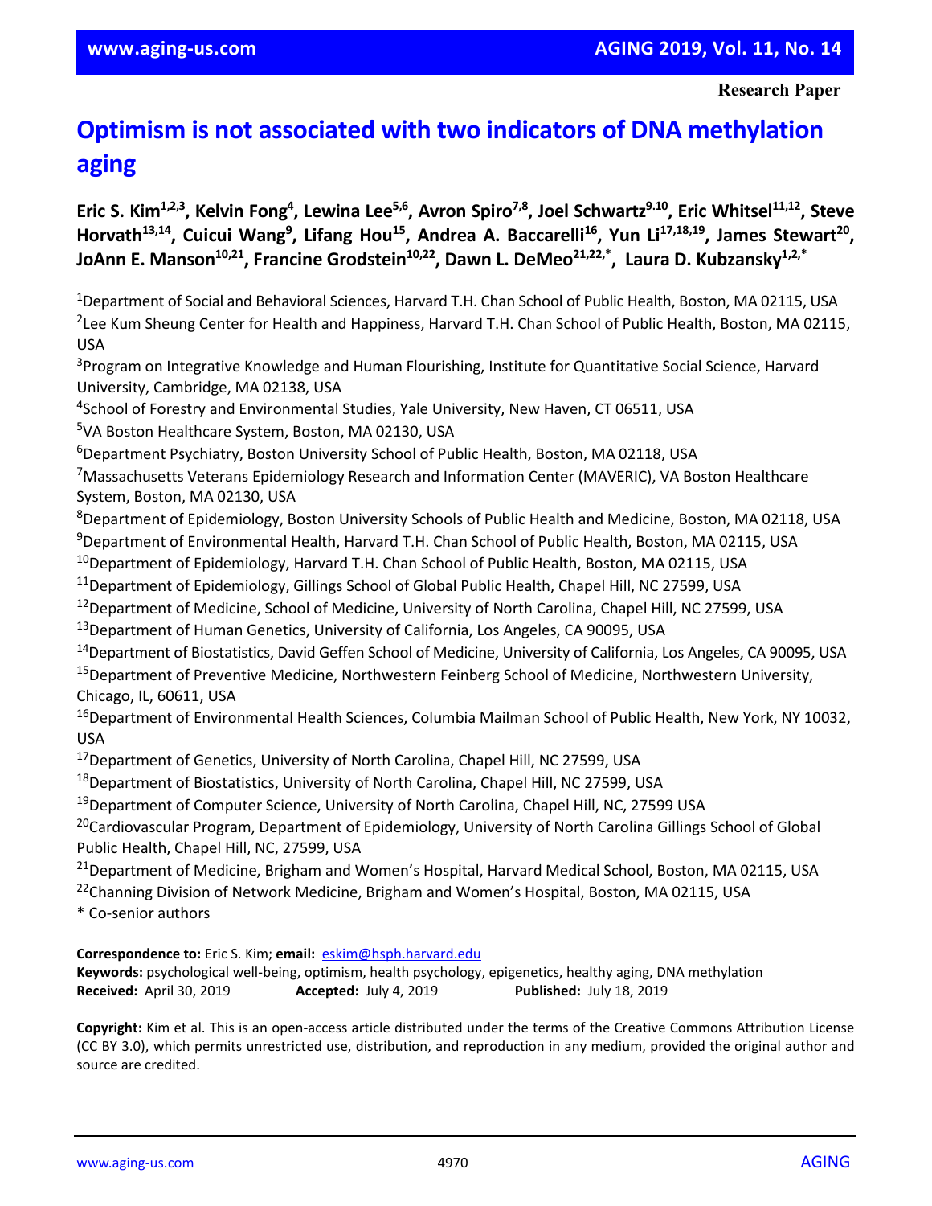**Research Paper**

# Optimism is not associated with two indicators of DNA methylation aging

**Eric S. Kim[1,2,3], Kelvin Fong[4], Lewina Lee[5,6], Avron Spiro[7,8], Joel Schwartz[9,10], Eric Whitsel[11,12], Steve Horvath[13,14], Cuicui Wang[9], Lifang Hou[15], Andrea A. Baccarelli[16], Yun Li[17,18,19], James Stewart[20], JoAnn E. Manson[10,21], Francine Grodstein[10,22], Dawn L. DeMeo[21,22,*], Laura D. Kubzansky[1,2,*]**

[1]Department of Social and Behavioral Sciences, Harvard T.H. Chan School of Public Health, Boston, MA 02115, USA
[2]Lee Kum Sheung Center for Health and Happiness, Harvard T.H. Chan School of Public Health, Boston, MA 02115, USA
[3]Program on Integrative Knowledge and Human Flourishing, Institute for Quantitative Social Science, Harvard University, Cambridge, MA 02138, USA
[4]School of Forestry and Environmental Studies, Yale University, New Haven, CT 06511, USA
[5]VA Boston Healthcare System, Boston, MA 02130, USA
[6]Department Psychiatry, Boston University School of Public Health, Boston, MA 02118, USA
[7]Massachusetts Veterans Epidemiology Research and Information Center (MAVERIC), VA Boston Healthcare System, Boston, MA 02130, USA
[8]Department of Epidemiology, Boston University Schools of Public Health and Medicine, Boston, MA 02118, USA
[9]Department of Environmental Health, Harvard T.H. Chan School of Public Health, Boston, MA 02115, USA
[10]Department of Epidemiology, Harvard T.H. Chan School of Public Health, Boston, MA 02115, USA
[11]Department of Epidemiology, Gillings School of Global Public Health, Chapel Hill, NC 27599, USA
[12]Department of Medicine, School of Medicine, University of North Carolina, Chapel Hill, NC 27599, USA
[13]Department of Human Genetics, University of California, Los Angeles, CA 90095, USA
[14]Department of Biostatistics, David Geffen School of Medicine, University of California, Los Angeles, CA 90095, USA
[15]Department of Preventive Medicine, Northwestern Feinberg School of Medicine, Northwestern University, Chicago, IL, 60611, USA
[16]Department of Environmental Health Sciences, Columbia Mailman School of Public Health, New York, NY 10032, USA
[17]Department of Genetics, University of North Carolina, Chapel Hill, NC 27599, USA
[18]Department of Biostatistics, University of North Carolina, Chapel Hill, NC 27599, USA
[19]Department of Computer Science, University of North Carolina, Chapel Hill, NC, 27599 USA
[20]Cardiovascular Program, Department of Epidemiology, University of North Carolina Gillings School of Global Public Health, Chapel Hill, NC, 27599, USA
[21]Department of Medicine, Brigham and Women's Hospital, Harvard Medical School, Boston, MA 02115, USA
[22]Channing Division of Network Medicine, Brigham and Women's Hospital, Boston, MA 02115, USA
* Co-senior authors

**Correspondence to:** Eric S. Kim; **email:** eskim@hsph.harvard.edu
**Keywords:** psychological well-being, optimism, health psychology, epigenetics, healthy aging, DNA methylation
**Received:** April 30, 2019 **Accepted:** July 4, 2019 **Published:** July 18, 2019

**Copyright:** Kim et al. This is an open-access article distributed under the terms of the Creative Commons Attribution License (CC BY 3.0), which permits unrestricted use, distribution, and reproduction in any medium, provided the original author and source are credited.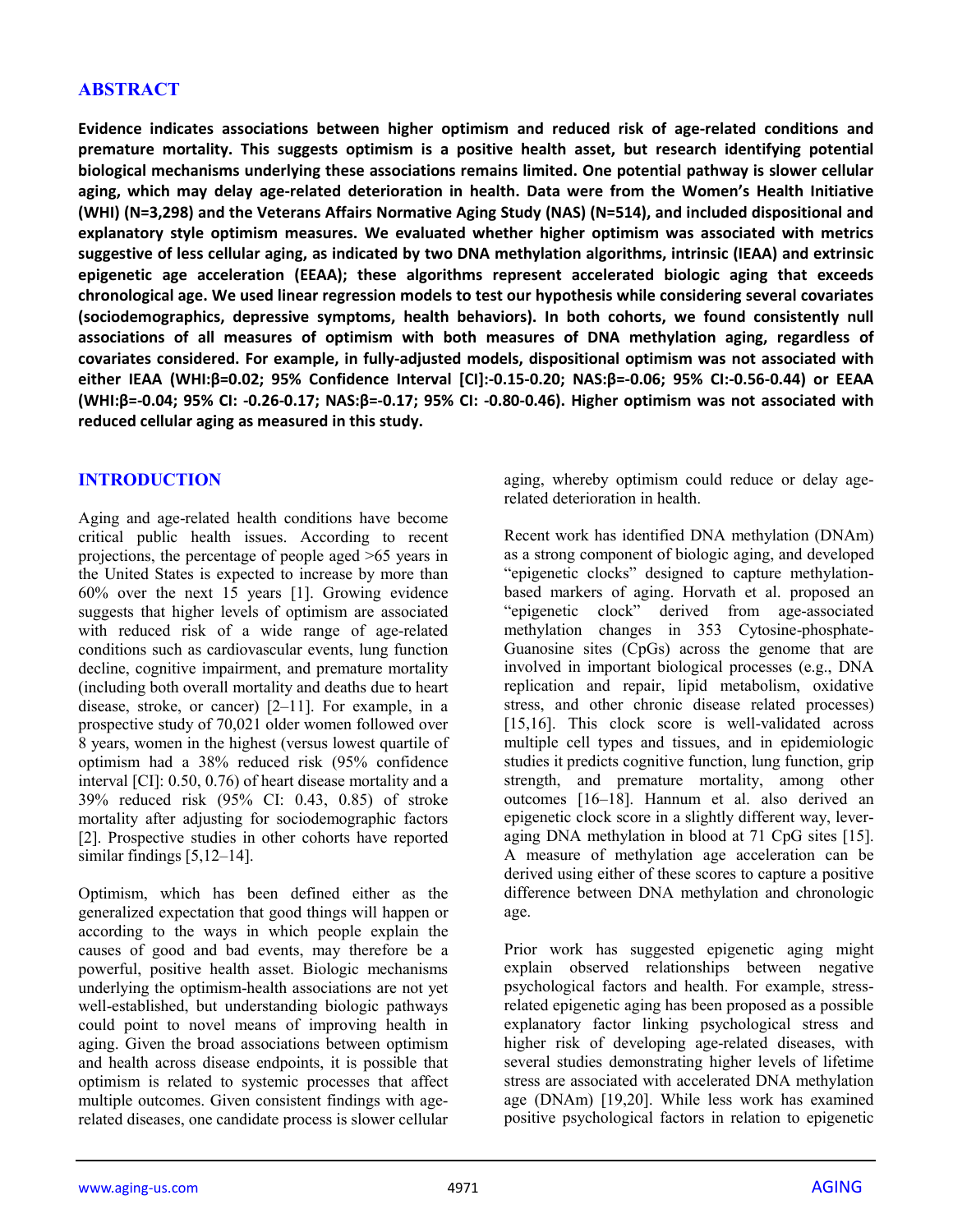## ABSTRACT

**Evidence indicates associations between higher optimism and reduced risk of age-related conditions and premature mortality. This suggests optimism is a positive health asset, but research identifying potential biological mechanisms underlying these associations remains limited. One potential pathway is slower cellular aging, which may delay age-related deterioration in health. Data were from the Women's Health Initiative (WHI) (N=3,298) and the Veterans Affairs Normative Aging Study (NAS) (N=514), and included dispositional and explanatory style optimism measures. We evaluated whether higher optimism was associated with metrics suggestive of less cellular aging, as indicated by two DNA methylation algorithms, intrinsic (IEAA) and extrinsic epigenetic age acceleration (EEAA); these algorithms represent accelerated biologic aging that exceeds chronological age. We used linear regression models to test our hypothesis while considering several covariates (sociodemographics, depressive symptoms, health behaviors). In both cohorts, we found consistently null associations of all measures of optimism with both measures of DNA methylation aging, regardless of covariates considered. For example, in fully-adjusted models, dispositional optimism was not associated with either IEAA (WHI:β=0.02; 95% Confidence Interval [CI]:-0.15-0.20; NAS:β=-0.06; 95% CI:-0.56-0.44) or EEAA (WHI:β=-0.04; 95% CI: -0.26-0.17; NAS:β=-0.17; 95% CI: -0.80-0.46). Higher optimism was not associated with reduced cellular aging as measured in this study.**

## INTRODUCTION

Aging and age-related health conditions have become critical public health issues. According to recent projections, the percentage of people aged >65 years in the United States is expected to increase by more than 60% over the next 15 years [1]. Growing evidence suggests that higher levels of optimism are associated with reduced risk of a wide range of age-related conditions such as cardiovascular events, lung function decline, cognitive impairment, and premature mortality (including both overall mortality and deaths due to heart disease, stroke, or cancer) [2–11]. For example, in a prospective study of 70,021 older women followed over 8 years, women in the highest (versus lowest quartile of optimism had a 38% reduced risk (95% confidence interval [CI]: 0.50, 0.76) of heart disease mortality and a 39% reduced risk (95% CI: 0.43, 0.85) of stroke mortality after adjusting for sociodemographic factors [2]. Prospective studies in other cohorts have reported similar findings [5,12–14].

Optimism, which has been defined either as the generalized expectation that good things will happen or according to the ways in which people explain the causes of good and bad events, may therefore be a powerful, positive health asset. Biologic mechanisms underlying the optimism-health associations are not yet well-established, but understanding biologic pathways could point to novel means of improving health in aging. Given the broad associations between optimism and health across disease endpoints, it is possible that optimism is related to systemic processes that affect multiple outcomes. Given consistent findings with age-related diseases, one candidate process is slower cellular aging, whereby optimism could reduce or delay age-related deterioration in health.

Recent work has identified DNA methylation (DNAm) as a strong component of biologic aging, and developed "epigenetic clocks" designed to capture methylation-based markers of aging. Horvath et al. proposed an "epigenetic clock" derived from age-associated methylation changes in 353 Cytosine-phosphate-Guanosine sites (CpGs) across the genome that are involved in important biological processes (e.g., DNA replication and repair, lipid metabolism, oxidative stress, and other chronic disease related processes) [15,16]. This clock score is well-validated across multiple cell types and tissues, and in epidemiologic studies it predicts cognitive function, lung function, grip strength, and premature mortality, among other outcomes [16–18]. Hannum et al. also derived an epigenetic clock score in a slightly different way, leveraging DNA methylation in blood at 71 CpG sites [15]. A measure of methylation age acceleration can be derived using either of these scores to capture a positive difference between DNA methylation and chronologic age.

Prior work has suggested epigenetic aging might explain observed relationships between negative psychological factors and health. For example, stress-related epigenetic aging has been proposed as a possible explanatory factor linking psychological stress and higher risk of developing age-related diseases, with several studies demonstrating higher levels of lifetime stress are associated with accelerated DNA methylation age (DNAm) [19,20]. While less work has examined positive psychological factors in relation to epigenetic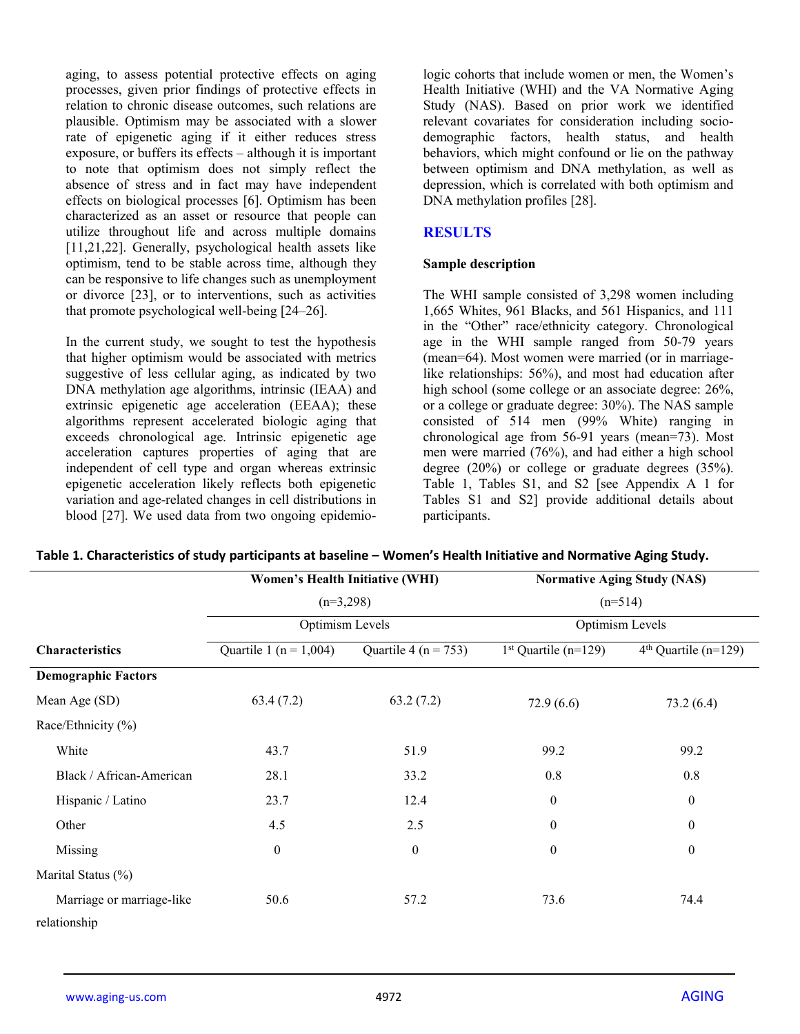aging, to assess potential protective effects on aging processes, given prior findings of protective effects in relation to chronic disease outcomes, such relations are plausible. Optimism may be associated with a slower rate of epigenetic aging if it either reduces stress exposure, or buffers its effects – although it is important to note that optimism does not simply reflect the absence of stress and in fact may have independent effects on biological processes [6]. Optimism has been characterized as an asset or resource that people can utilize throughout life and across multiple domains [11,21,22]. Generally, psychological health assets like optimism, tend to be stable across time, although they can be responsive to life changes such as unemployment or divorce [23], or to interventions, such as activities that promote psychological well-being [24–26].

In the current study, we sought to test the hypothesis that higher optimism would be associated with metrics suggestive of less cellular aging, as indicated by two DNA methylation age algorithms, intrinsic (IEAA) and extrinsic epigenetic age acceleration (EEAA); these algorithms represent accelerated biologic aging that exceeds chronological age. Intrinsic epigenetic age acceleration captures properties of aging that are independent of cell type and organ whereas extrinsic epigenetic acceleration likely reflects both epigenetic variation and age-related changes in cell distributions in blood [27]. We used data from two ongoing epidemiologic cohorts that include women or men, the Women's Health Initiative (WHI) and the VA Normative Aging Study (NAS). Based on prior work we identified relevant covariates for consideration including socio-demographic factors, health status, and health behaviors, which might confound or lie on the pathway between optimism and DNA methylation, as well as depression, which is correlated with both optimism and DNA methylation profiles [28].

## RESULTS

### Sample description

The WHI sample consisted of 3,298 women including 1,665 Whites, 961 Blacks, and 561 Hispanics, and 111 in the "Other" race/ethnicity category. Chronological age in the WHI sample ranged from 50-79 years (mean=64). Most women were married (or in marriage-like relationships: 56%), and most had education after high school (some college or an associate degree: 26%, or a college or graduate degree: 30%). The NAS sample consisted of 514 men (99% White) ranging in chronological age from 56-91 years (mean=73). Most men were married (76%), and had either a high school degree (20%) or college or graduate degrees (35%). Table 1, Tables S1, and S2 [see Appendix A 1 for Tables S1 and S2] provide additional details about participants.

**Table 1. Characteristics of study participants at baseline – Women's Health Initiative and Normative Aging Study.**

| | Women's Health Initiative (WHI) (n=3,298) | | Normative Aging Study (NAS) (n=514) | |
|---|---|---|---|---|
| | Optimism Levels | | Optimism Levels | |
| **Characteristics** | Quartile 1 (n = 1,004) | Quartile 4 (n = 753) | 1st Quartile (n=129) | 4th Quartile (n=129) |
| **Demographic Factors** | | | | |
| Mean Age (SD) | 63.4 (7.2) | 63.2 (7.2) | 72.9 (6.6) | 73.2 (6.4) |
| Race/Ethnicity (%) | | | | |
| White | 43.7 | 51.9 | 99.2 | 99.2 |
| Black / African-American | 28.1 | 33.2 | 0.8 | 0.8 |
| Hispanic / Latino | 23.7 | 12.4 | 0 | 0 |
| Other | 4.5 | 2.5 | 0 | 0 |
| Missing | 0 | 0 | 0 | 0 |
| Marital Status (%) | | | | |
| Marriage or marriage-like relationship | 50.6 | 57.2 | 73.6 | 74.4 |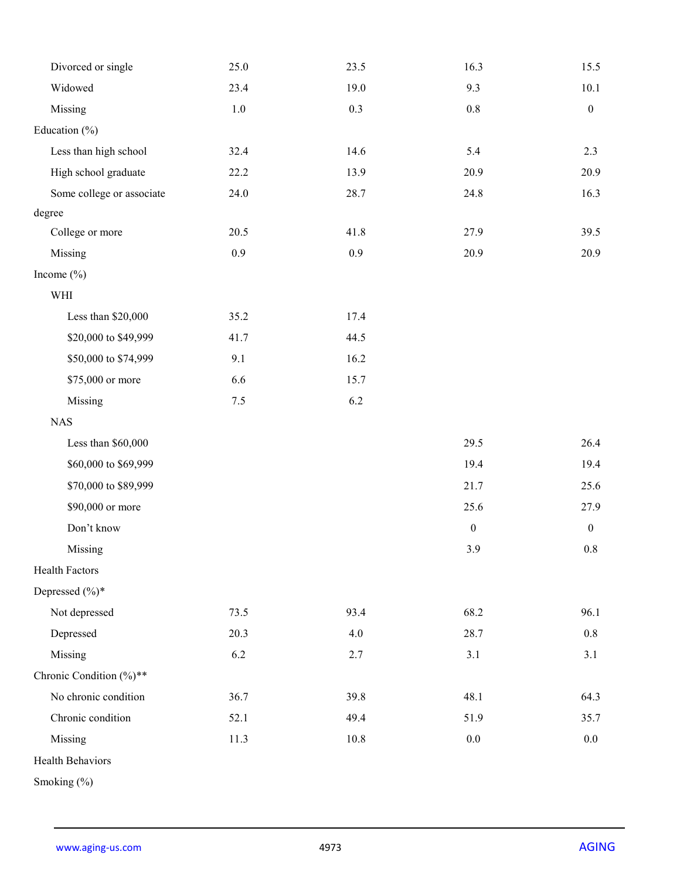| | | | | |
|---|---|---|---|---|
| Divorced or single | 25.0 | 23.5 | 16.3 | 15.5 |
| Widowed | 23.4 | 19.0 | 9.3 | 10.1 |
| Missing | 1.0 | 0.3 | 0.8 | 0 |
| Education (%) | | | | |
| Less than high school | 32.4 | 14.6 | 5.4 | 2.3 |
| High school graduate | 22.2 | 13.9 | 20.9 | 20.9 |
| Some college or associate degree | 24.0 | 28.7 | 24.8 | 16.3 |
| College or more | 20.5 | 41.8 | 27.9 | 39.5 |
| Missing | 0.9 | 0.9 | 20.9 | 20.9 |
| Income (%) | | | | |
| WHI | | | | |
| Less than $20,000 | 35.2 | 17.4 | | |
| $20,000 to $49,999 | 41.7 | 44.5 | | |
| $50,000 to $74,999 | 9.1 | 16.2 | | |
| $75,000 or more | 6.6 | 15.7 | | |
| Missing | 7.5 | 6.2 | | |
| NAS | | | | |
| Less than $60,000 | | | 29.5 | 26.4 |
| $60,000 to $69,999 | | | 19.4 | 19.4 |
| $70,000 to $89,999 | | | 21.7 | 25.6 |
| $90,000 or more | | | 25.6 | 27.9 |
| Don't know | | | 0 | 0 |
| Missing | | | 3.9 | 0.8 |
| Health Factors | | | | |
| Depressed (%)* | | | | |
| Not depressed | 73.5 | 93.4 | 68.2 | 96.1 |
| Depressed | 20.3 | 4.0 | 28.7 | 0.8 |
| Missing | 6.2 | 2.7 | 3.1 | 3.1 |
| Chronic Condition (%)** | | | | |
| No chronic condition | 36.7 | 39.8 | 48.1 | 64.3 |
| Chronic condition | 52.1 | 49.4 | 51.9 | 35.7 |
| Missing | 11.3 | 10.8 | 0.0 | 0.0 |
| Health Behaviors | | | | |
| Smoking (%) | | | | |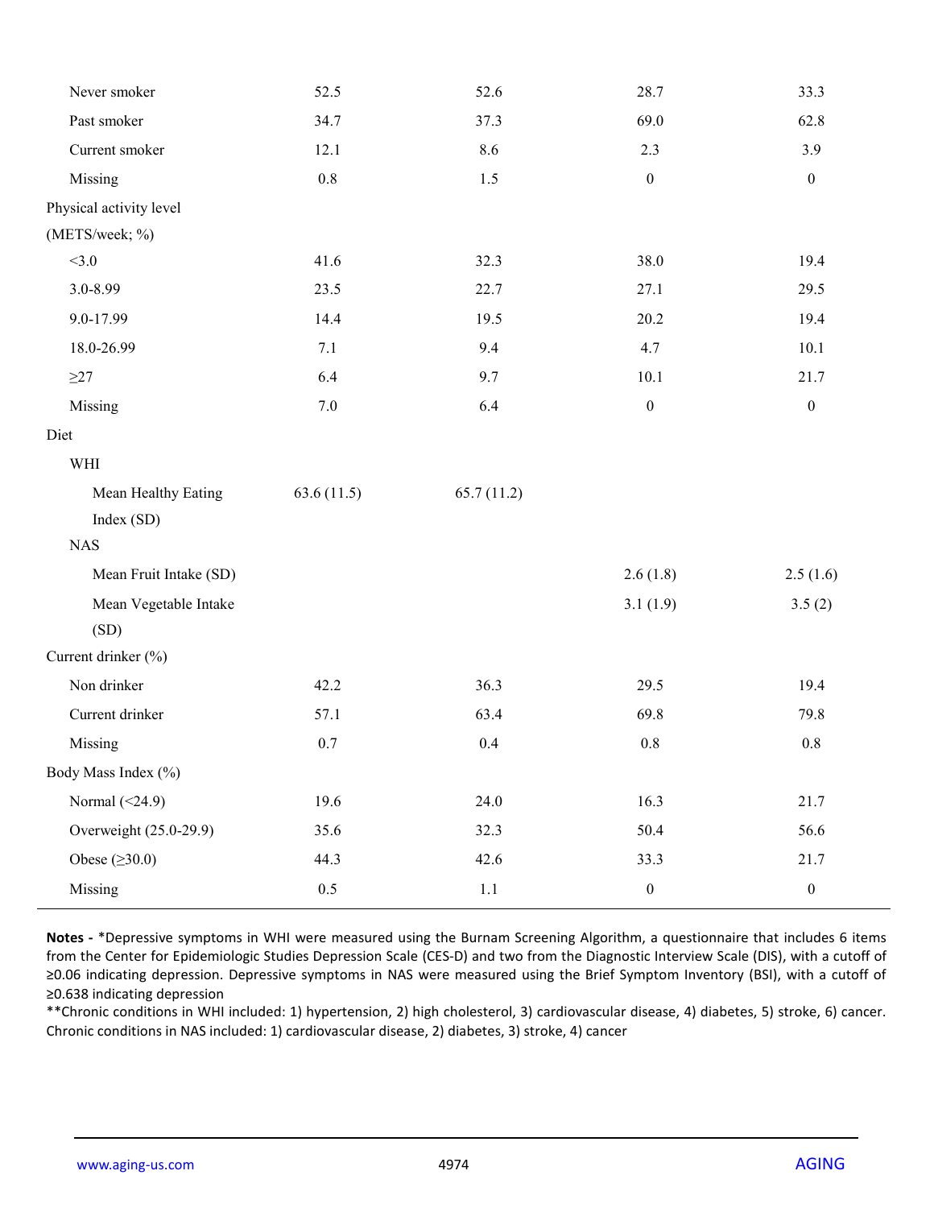| | | | | |
|---|---|---|---|---|
| Never smoker | 52.5 | 52.6 | 28.7 | 33.3 |
| Past smoker | 34.7 | 37.3 | 69.0 | 62.8 |
| Current smoker | 12.1 | 8.6 | 2.3 | 3.9 |
| Missing | 0.8 | 1.5 | 0 | 0 |
| Physical activity level (METS/week; %) | | | | |
| <3.0 | 41.6 | 32.3 | 38.0 | 19.4 |
| 3.0-8.99 | 23.5 | 22.7 | 27.1 | 29.5 |
| 9.0-17.99 | 14.4 | 19.5 | 20.2 | 19.4 |
| 18.0-26.99 | 7.1 | 9.4 | 4.7 | 10.1 |
| ≥27 | 6.4 | 9.7 | 10.1 | 21.7 |
| Missing | 7.0 | 6.4 | 0 | 0 |
| Diet | | | | |
| WHI | | | | |
| Mean Healthy Eating Index (SD) | 63.6 (11.5) | 65.7 (11.2) | | |
| NAS | | | | |
| Mean Fruit Intake (SD) | | | 2.6 (1.8) | 2.5 (1.6) |
| Mean Vegetable Intake (SD) | | | 3.1 (1.9) | 3.5 (2) |
| Current drinker (%) | | | | |
| Non drinker | 42.2 | 36.3 | 29.5 | 19.4 |
| Current drinker | 57.1 | 63.4 | 69.8 | 79.8 |
| Missing | 0.7 | 0.4 | 0.8 | 0.8 |
| Body Mass Index (%) | | | | |
| Normal (<24.9) | 19.6 | 24.0 | 16.3 | 21.7 |
| Overweight (25.0-29.9) | 35.6 | 32.3 | 50.4 | 56.6 |
| Obese (≥30.0) | 44.3 | 42.6 | 33.3 | 21.7 |
| Missing | 0.5 | 1.1 | 0 | 0 |

**Notes -** *Depressive symptoms in WHI were measured using the Burnam Screening Algorithm, a questionnaire that includes 6 items from the Center for Epidemiologic Studies Depression Scale (CES-D) and two from the Diagnostic Interview Scale (DIS), with a cutoff of ≥0.06 indicating depression. Depressive symptoms in NAS were measured using the Brief Symptom Inventory (BSI), with a cutoff of ≥0.638 indicating depression

**Chronic conditions in WHI included: 1) hypertension, 2) high cholesterol, 3) cardiovascular disease, 4) diabetes, 5) stroke, 6) cancer. Chronic conditions in NAS included: 1) cardiovascular disease, 2) diabetes, 3) stroke, 4) cancer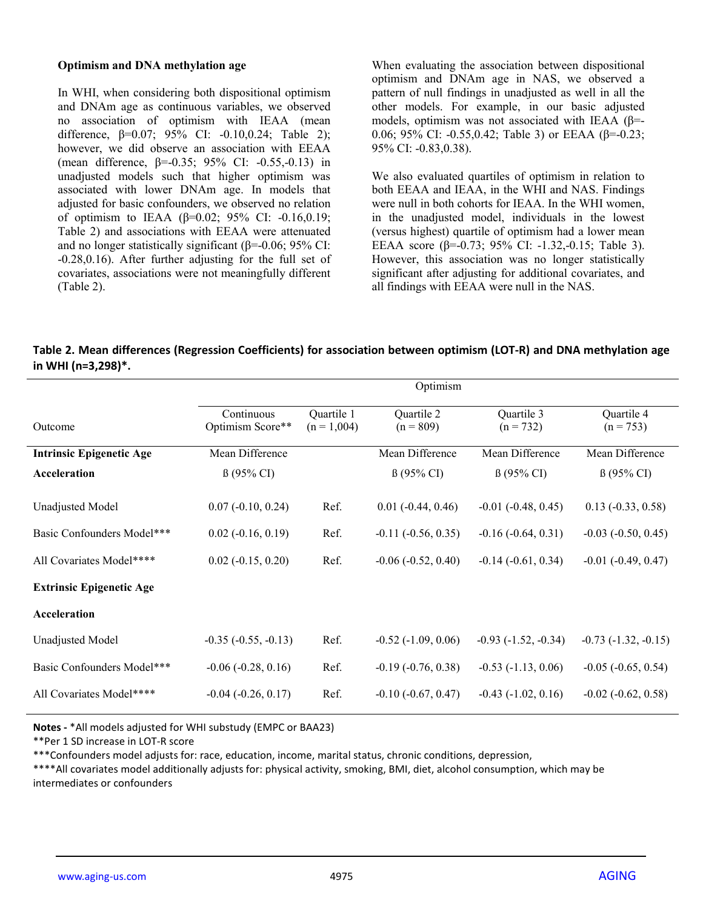### Optimism and DNA methylation age

In WHI, when considering both dispositional optimism and DNAm age as continuous variables, we observed no association of optimism with IEAA (mean difference, β=0.07; 95% CI: -0.10,0.24; Table 2); however, we did observe an association with EEAA (mean difference, β=-0.35; 95% CI: -0.55,-0.13) in unadjusted models such that higher optimism was associated with lower DNAm age. In models that adjusted for basic confounders, we observed no relation of optimism to IEAA (β=0.02; 95% CI: -0.16,0.19; Table 2) and associations with EEAA were attenuated and no longer statistically significant (β=-0.06; 95% CI: -0.28,0.16). After further adjusting for the full set of covariates, associations were not meaningfully different (Table 2).

When evaluating the association between dispositional optimism and DNAm age in NAS, we observed a pattern of null findings in unadjusted as well in all the other models. For example, in our basic adjusted models, optimism was not associated with IEAA (β=-0.06; 95% CI: -0.55,0.42; Table 3) or EEAA (β=-0.23; 95% CI: -0.83,0.38).

We also evaluated quartiles of optimism in relation to both EEAA and IEAA, in the WHI and NAS. Findings were null in both cohorts for IEAA. In the WHI women, in the unadjusted model, individuals in the lowest (versus highest) quartile of optimism had a lower mean EEAA score (β=-0.73; 95% CI: -1.32,-0.15; Table 3). However, this association was no longer statistically significant after adjusting for additional covariates, and all findings with EEAA were null in the NAS.

**Table 2. Mean differences (Regression Coefficients) for association between optimism (LOT-R) and DNA methylation age in WHI (n=3,298)*.**

| | Optimism | | | | |
|---|---|---|---|---|---|
| Outcome | Continuous Optimism Score** | Quartile 1 (n = 1,004) | Quartile 2 (n = 809) | Quartile 3 (n = 732) | Quartile 4 (n = 753) |
| **Intrinsic Epigenetic Age Acceleration** | Mean Difference ß (95% CI) | | Mean Difference ß (95% CI) | Mean Difference ß (95% CI) | Mean Difference ß (95% CI) |
| Unadjusted Model | 0.07 (-0.10, 0.24) | Ref. | 0.01 (-0.44, 0.46) | -0.01 (-0.48, 0.45) | 0.13 (-0.33, 0.58) |
| Basic Confounders Model*** | 0.02 (-0.16, 0.19) | Ref. | -0.11 (-0.56, 0.35) | -0.16 (-0.64, 0.31) | -0.03 (-0.50, 0.45) |
| All Covariates Model**** | 0.02 (-0.15, 0.20) | Ref. | -0.06 (-0.52, 0.40) | -0.14 (-0.61, 0.34) | -0.01 (-0.49, 0.47) |
| **Extrinsic Epigenetic Age Acceleration** | | | | | |
| Unadjusted Model | -0.35 (-0.55, -0.13) | Ref. | -0.52 (-1.09, 0.06) | -0.93 (-1.52, -0.34) | -0.73 (-1.32, -0.15) |
| Basic Confounders Model*** | -0.06 (-0.28, 0.16) | Ref. | -0.19 (-0.76, 0.38) | -0.53 (-1.13, 0.06) | -0.05 (-0.65, 0.54) |
| All Covariates Model**** | -0.04 (-0.26, 0.17) | Ref. | -0.10 (-0.67, 0.47) | -0.43 (-1.02, 0.16) | -0.02 (-0.62, 0.58) |

**Notes -** *All models adjusted for WHI substudy (EMPC or BAA23)

**Per 1 SD increase in LOT-R score

***Confounders model adjusts for: race, education, income, marital status, chronic conditions, depression,

****All covariates model additionally adjusts for: physical activity, smoking, BMI, diet, alcohol consumption, which may be intermediates or confounders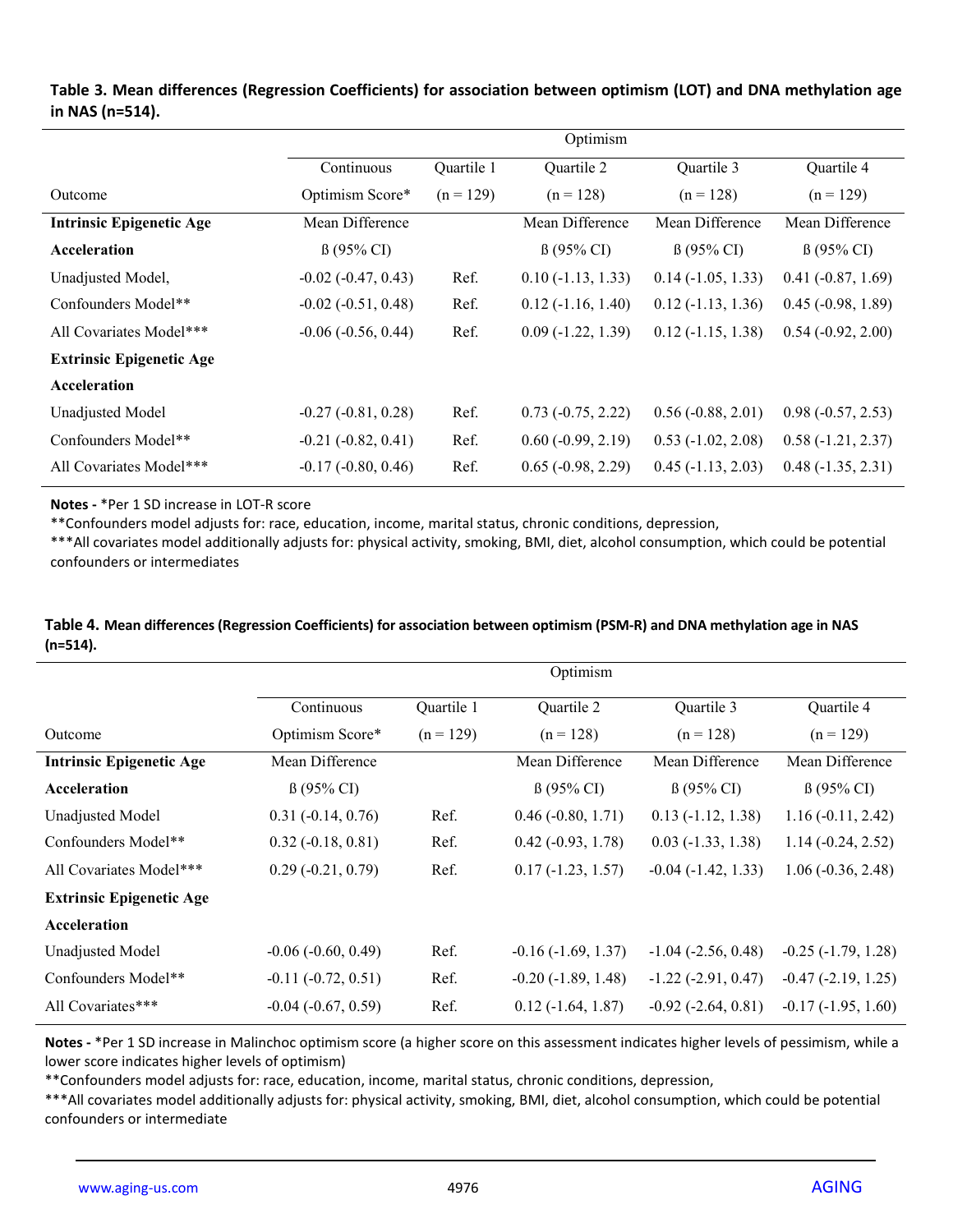**Table 3. Mean differences (Regression Coefficients) for association between optimism (LOT) and DNA methylation age in NAS (n=514).**

| | Optimism | | | | |
|---|---|---|---|---|---|
| | Continuous | Quartile 1 | Quartile 2 | Quartile 3 | Quartile 4 |
| Outcome | Optimism Score* | (n = 129) | (n = 128) | (n = 128) | (n = 129) |
| **Intrinsic Epigenetic Age Acceleration** | Mean Difference ß (95% CI) | | Mean Difference ß (95% CI) | Mean Difference ß (95% CI) | Mean Difference ß (95% CI) |
| Unadjusted Model, | -0.02 (-0.47, 0.43) | Ref. | 0.10 (-1.13, 1.33) | 0.14 (-1.05, 1.33) | 0.41 (-0.87, 1.69) |
| Confounders Model** | -0.02 (-0.51, 0.48) | Ref. | 0.12 (-1.16, 1.40) | 0.12 (-1.13, 1.36) | 0.45 (-0.98, 1.89) |
| All Covariates Model*** | -0.06 (-0.56, 0.44) | Ref. | 0.09 (-1.22, 1.39) | 0.12 (-1.15, 1.38) | 0.54 (-0.92, 2.00) |
| **Extrinsic Epigenetic Age Acceleration** | | | | | |
| Unadjusted Model | -0.27 (-0.81, 0.28) | Ref. | 0.73 (-0.75, 2.22) | 0.56 (-0.88, 2.01) | 0.98 (-0.57, 2.53) |
| Confounders Model** | -0.21 (-0.82, 0.41) | Ref. | 0.60 (-0.99, 2.19) | 0.53 (-1.02, 2.08) | 0.58 (-1.21, 2.37) |
| All Covariates Model*** | -0.17 (-0.80, 0.46) | Ref. | 0.65 (-0.98, 2.29) | 0.45 (-1.13, 2.03) | 0.48 (-1.35, 2.31) |

**Notes -** *Per 1 SD increase in LOT-R score

**Confounders model adjusts for: race, education, income, marital status, chronic conditions, depression,

***All covariates model additionally adjusts for: physical activity, smoking, BMI, diet, alcohol consumption, which could be potential confounders or intermediates

**Table 4. Mean differences (Regression Coefficients) for association between optimism (PSM-R) and DNA methylation age in NAS (n=514).**

| | Optimism | | | | |
|---|---|---|---|---|---|
| | Continuous | Quartile 1 | Quartile 2 | Quartile 3 | Quartile 4 |
| Outcome | Optimism Score* | (n = 129) | (n = 128) | (n = 128) | (n = 129) |
| **Intrinsic Epigenetic Age Acceleration** | Mean Difference ß (95% CI) | | Mean Difference ß (95% CI) | Mean Difference ß (95% CI) | Mean Difference ß (95% CI) |
| Unadjusted Model | 0.31 (-0.14, 0.76) | Ref. | 0.46 (-0.80, 1.71) | 0.13 (-1.12, 1.38) | 1.16 (-0.11, 2.42) |
| Confounders Model** | 0.32 (-0.18, 0.81) | Ref. | 0.42 (-0.93, 1.78) | 0.03 (-1.33, 1.38) | 1.14 (-0.24, 2.52) |
| All Covariates Model*** | 0.29 (-0.21, 0.79) | Ref. | 0.17 (-1.23, 1.57) | -0.04 (-1.42, 1.33) | 1.06 (-0.36, 2.48) |
| **Extrinsic Epigenetic Age Acceleration** | | | | | |
| Unadjusted Model | -0.06 (-0.60, 0.49) | Ref. | -0.16 (-1.69, 1.37) | -1.04 (-2.56, 0.48) | -0.25 (-1.79, 1.28) |
| Confounders Model** | -0.11 (-0.72, 0.51) | Ref. | -0.20 (-1.89, 1.48) | -1.22 (-2.91, 0.47) | -0.47 (-2.19, 1.25) |
| All Covariates*** | -0.04 (-0.67, 0.59) | Ref. | 0.12 (-1.64, 1.87) | -0.92 (-2.64, 0.81) | -0.17 (-1.95, 1.60) |

**Notes -** *Per 1 SD increase in Malinchoc optimism score (a higher score on this assessment indicates higher levels of pessimism, while a lower score indicates higher levels of optimism)

**Confounders model adjusts for: race, education, income, marital status, chronic conditions, depression,

***All covariates model additionally adjusts for: physical activity, smoking, BMI, diet, alcohol consumption, which could be potential confounders or intermediate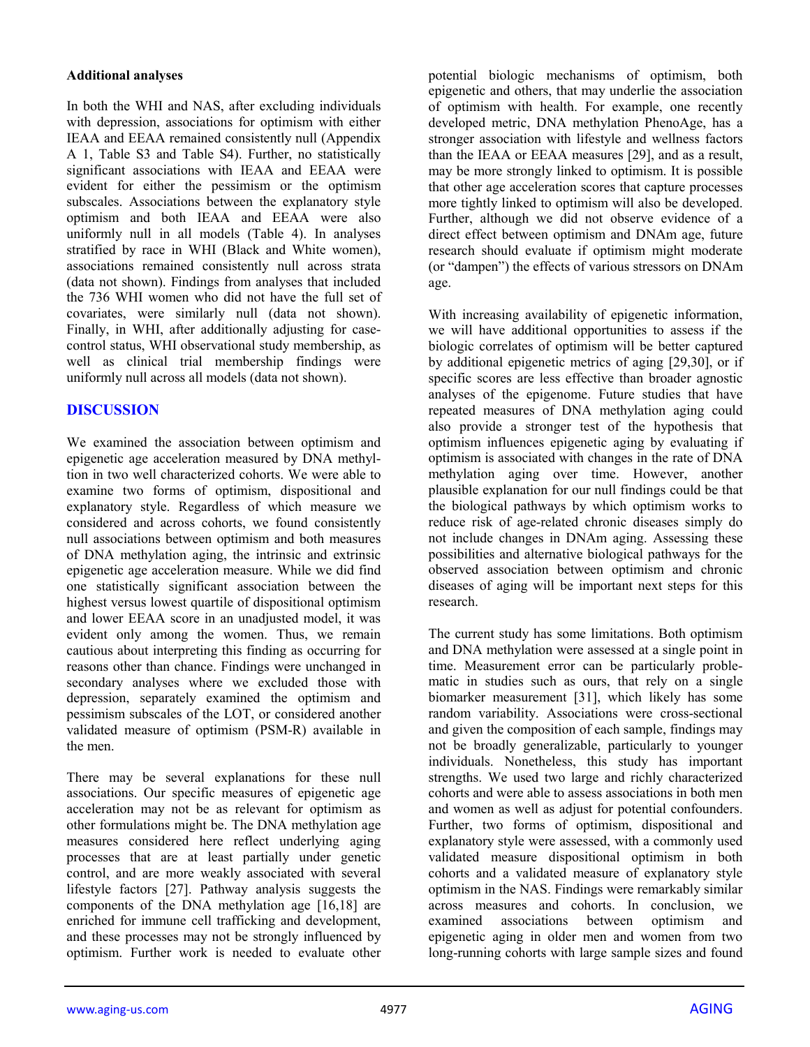### Additional analyses

In both the WHI and NAS, after excluding individuals with depression, associations for optimism with either IEAA and EEAA remained consistently null (Appendix A 1, Table S3 and Table S4). Further, no statistically significant associations with IEAA and EEAA were evident for either the pessimism or the optimism subscales. Associations between the explanatory style optimism and both IEAA and EEAA were also uniformly null in all models (Table 4). In analyses stratified by race in WHI (Black and White women), associations remained consistently null across strata (data not shown). Findings from analyses that included the 736 WHI women who did not have the full set of covariates, were similarly null (data not shown). Finally, in WHI, after additionally adjusting for case-control status, WHI observational study membership, as well as clinical trial membership findings were uniformly null across all models (data not shown).

## DISCUSSION

We examined the association between optimism and epigenetic age acceleration measured by DNA methyltion in two well characterized cohorts. We were able to examine two forms of optimism, dispositional and explanatory style. Regardless of which measure we considered and across cohorts, we found consistently null associations between optimism and both measures of DNA methylation aging, the intrinsic and extrinsic epigenetic age acceleration measure. While we did find one statistically significant association between the highest versus lowest quartile of dispositional optimism and lower EEAA score in an unadjusted model, it was evident only among the women. Thus, we remain cautious about interpreting this finding as occurring for reasons other than chance. Findings were unchanged in secondary analyses where we excluded those with depression, separately examined the optimism and pessimism subscales of the LOT, or considered another validated measure of optimism (PSM-R) available in the men.

There may be several explanations for these null associations. Our specific measures of epigenetic age acceleration may not be as relevant for optimism as other formulations might be. The DNA methylation age measures considered here reflect underlying aging processes that are at least partially under genetic control, and are more weakly associated with several lifestyle factors [27]. Pathway analysis suggests the components of the DNA methylation age [16,18] are enriched for immune cell trafficking and development, and these processes may not be strongly influenced by optimism. Further work is needed to evaluate other potential biologic mechanisms of optimism, both epigenetic and others, that may underlie the association of optimism with health. For example, one recently developed metric, DNA methylation PhenoAge, has a stronger association with lifestyle and wellness factors than the IEAA or EEAA measures [29], and as a result, may be more strongly linked to optimism. It is possible that other age acceleration scores that capture processes more tightly linked to optimism will also be developed. Further, although we did not observe evidence of a direct effect between optimism and DNAm age, future research should evaluate if optimism might moderate (or "dampen") the effects of various stressors on DNAm age.

With increasing availability of epigenetic information, we will have additional opportunities to assess if the biologic correlates of optimism will be better captured by additional epigenetic metrics of aging [29,30], or if specific scores are less effective than broader agnostic analyses of the epigenome. Future studies that have repeated measures of DNA methylation aging could also provide a stronger test of the hypothesis that optimism influences epigenetic aging by evaluating if optimism is associated with changes in the rate of DNA methylation aging over time. However, another plausible explanation for our null findings could be that the biological pathways by which optimism works to reduce risk of age-related chronic diseases simply do not include changes in DNAm aging. Assessing these possibilities and alternative biological pathways for the observed association between optimism and chronic diseases of aging will be important next steps for this research.

The current study has some limitations. Both optimism and DNA methylation were assessed at a single point in time. Measurement error can be particularly problematic in studies such as ours, that rely on a single biomarker measurement [31], which likely has some random variability. Associations were cross-sectional and given the composition of each sample, findings may not be broadly generalizable, particularly to younger individuals. Nonetheless, this study has important strengths. We used two large and richly characterized cohorts and were able to assess associations in both men and women as well as adjust for potential confounders. Further, two forms of optimism, dispositional and explanatory style were assessed, with a commonly used validated measure dispositional optimism in both cohorts and a validated measure of explanatory style optimism in the NAS. Findings were remarkably similar across measures and cohorts. In conclusion, we examined associations between optimism and epigenetic aging in older men and women from two long-running cohorts with large sample sizes and found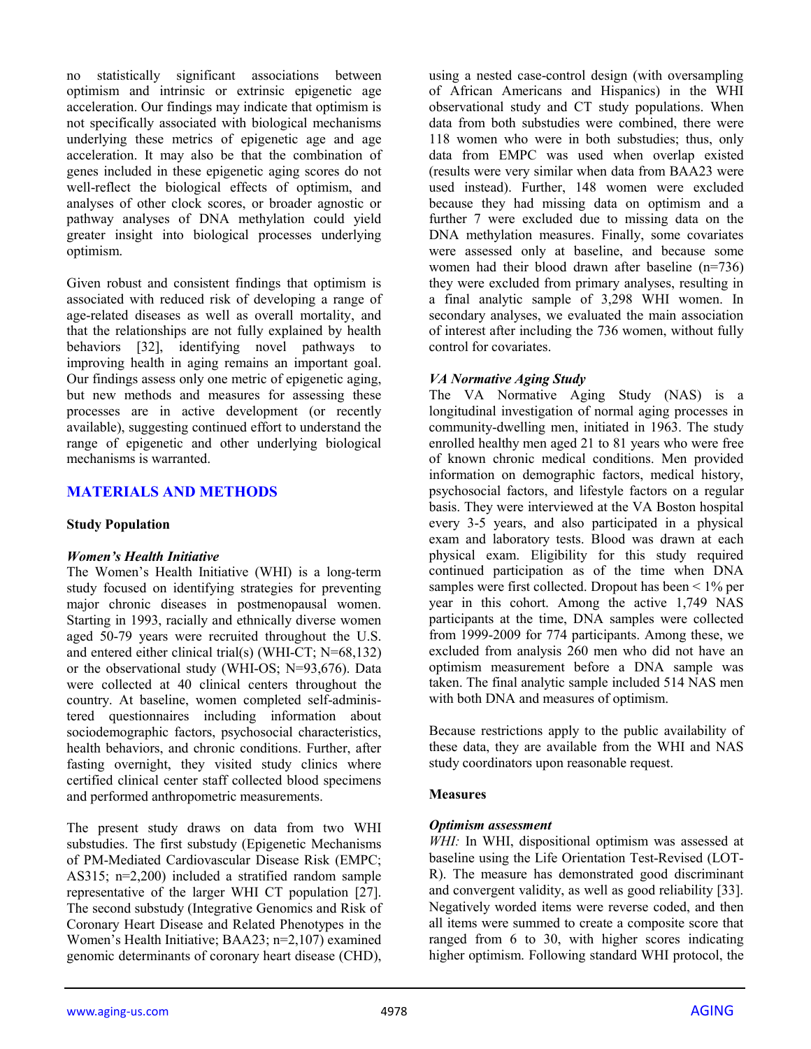no statistically significant associations between optimism and intrinsic or extrinsic epigenetic age acceleration. Our findings may indicate that optimism is not specifically associated with biological mechanisms underlying these metrics of epigenetic age and age acceleration. It may also be that the combination of genes included in these epigenetic aging scores do not well-reflect the biological effects of optimism, and analyses of other clock scores, or broader agnostic or pathway analyses of DNA methylation could yield greater insight into biological processes underlying optimism.

Given robust and consistent findings that optimism is associated with reduced risk of developing a range of age-related diseases as well as overall mortality, and that the relationships are not fully explained by health behaviors [32], identifying novel pathways to improving health in aging remains an important goal. Our findings assess only one metric of epigenetic aging, but new methods and measures for assessing these processes are in active development (or recently available), suggesting continued effort to understand the range of epigenetic and other underlying biological mechanisms is warranted.

## MATERIALS AND METHODS

### Study Population

#### *Women's Health Initiative*

The Women's Health Initiative (WHI) is a long-term study focused on identifying strategies for preventing major chronic diseases in postmenopausal women. Starting in 1993, racially and ethnically diverse women aged 50-79 years were recruited throughout the U.S. and entered either clinical trial(s) (WHI-CT; N=68,132) or the observational study (WHI-OS; N=93,676). Data were collected at 40 clinical centers throughout the country. At baseline, women completed self-administered questionnaires including information about sociodemographic factors, psychosocial characteristics, health behaviors, and chronic conditions. Further, after fasting overnight, they visited study clinics where certified clinical center staff collected blood specimens and performed anthropometric measurements.

The present study draws on data from two WHI substudies. The first substudy (Epigenetic Mechanisms of PM-Mediated Cardiovascular Disease Risk (EMPC; AS315; n=2,200) included a stratified random sample representative of the larger WHI CT population [27]. The second substudy (Integrative Genomics and Risk of Coronary Heart Disease and Related Phenotypes in the Women's Health Initiative; BAA23; n=2,107) examined genomic determinants of coronary heart disease (CHD), using a nested case-control design (with oversampling of African Americans and Hispanics) in the WHI observational study and CT study populations. When data from both substudies were combined, there were 118 women who were in both substudies; thus, only data from EMPC was used when overlap existed (results were very similar when data from BAA23 were used instead). Further, 148 women were excluded because they had missing data on optimism and a further 7 were excluded due to missing data on the DNA methylation measures. Finally, some covariates were assessed only at baseline, and because some women had their blood drawn after baseline (n=736) they were excluded from primary analyses, resulting in a final analytic sample of 3,298 WHI women. In secondary analyses, we evaluated the main association of interest after including the 736 women, without fully control for covariates.

#### *VA Normative Aging Study*

The VA Normative Aging Study (NAS) is a longitudinal investigation of normal aging processes in community-dwelling men, initiated in 1963. The study enrolled healthy men aged 21 to 81 years who were free of known chronic medical conditions. Men provided information on demographic factors, medical history, psychosocial factors, and lifestyle factors on a regular basis. They were interviewed at the VA Boston hospital every 3-5 years, and also participated in a physical exam and laboratory tests. Blood was drawn at each physical exam. Eligibility for this study required continued participation as of the time when DNA samples were first collected. Dropout has been < 1% per year in this cohort. Among the active 1,749 NAS participants at the time, DNA samples were collected from 1999-2009 for 774 participants. Among these, we excluded from analysis 260 men who did not have an optimism measurement before a DNA sample was taken. The final analytic sample included 514 NAS men with both DNA and measures of optimism.

Because restrictions apply to the public availability of these data, they are available from the WHI and NAS study coordinators upon reasonable request.

### Measures

#### *Optimism assessment*

*WHI:* In WHI, dispositional optimism was assessed at baseline using the Life Orientation Test-Revised (LOT-R). The measure has demonstrated good discriminant and convergent validity, as well as good reliability [33]. Negatively worded items were reverse coded, and then all items were summed to create a composite score that ranged from 6 to 30, with higher scores indicating higher optimism. Following standard WHI protocol, the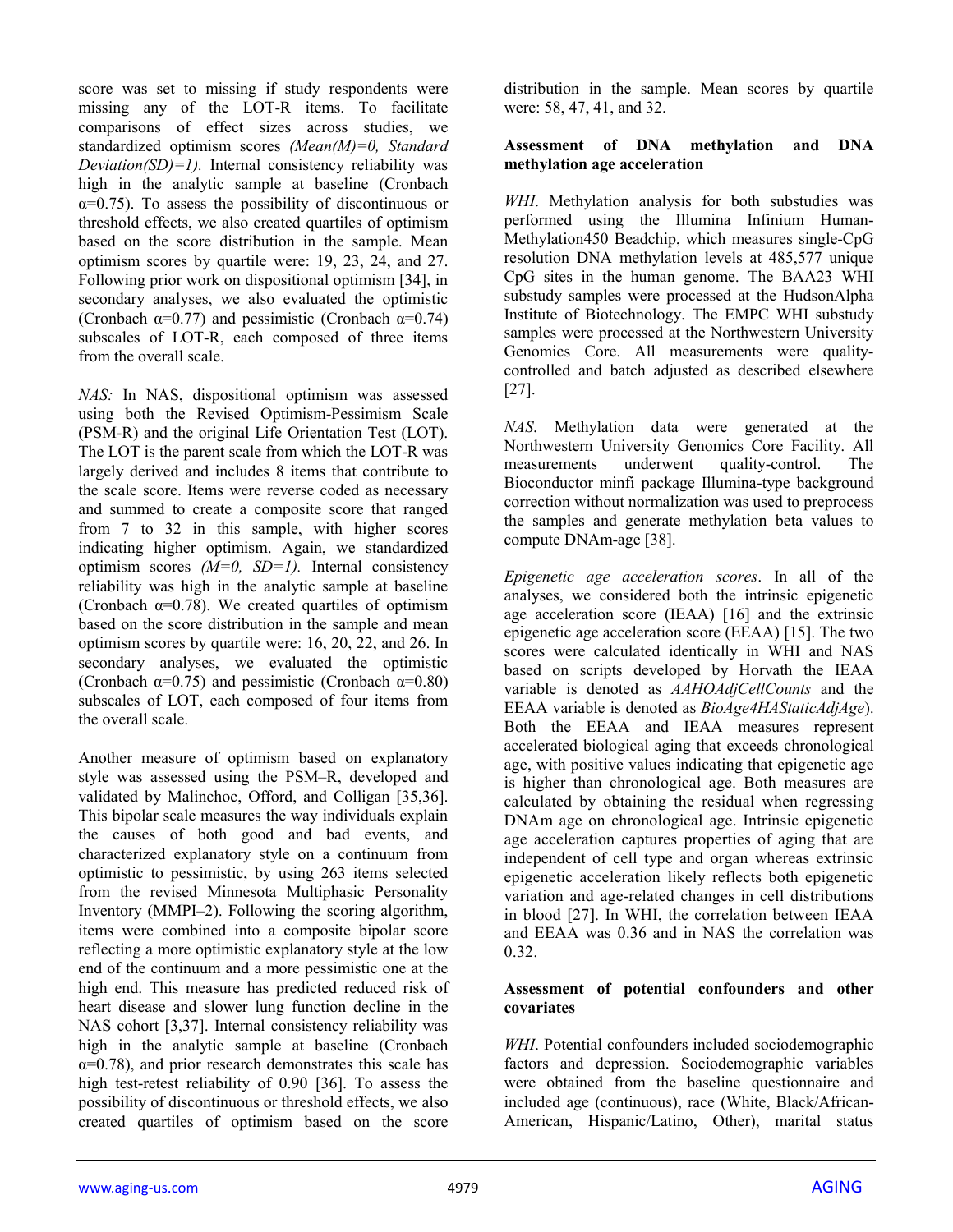score was set to missing if study respondents were missing any of the LOT-R items. To facilitate comparisons of effect sizes across studies, we standardized optimism scores *(Mean(M)=0, Standard Deviation(SD)=1).* Internal consistency reliability was high in the analytic sample at baseline (Cronbach α=0.75). To assess the possibility of discontinuous or threshold effects, we also created quartiles of optimism based on the score distribution in the sample. Mean optimism scores by quartile were: 19, 23, 24, and 27. Following prior work on dispositional optimism [34], in secondary analyses, we also evaluated the optimistic (Cronbach α=0.77) and pessimistic (Cronbach α=0.74) subscales of LOT-R, each composed of three items from the overall scale.

*NAS:* In NAS, dispositional optimism was assessed using both the Revised Optimism-Pessimism Scale (PSM-R) and the original Life Orientation Test (LOT). The LOT is the parent scale from which the LOT-R was largely derived and includes 8 items that contribute to the scale score. Items were reverse coded as necessary and summed to create a composite score that ranged from 7 to 32 in this sample, with higher scores indicating higher optimism. Again, we standardized optimism scores *(M=0, SD=1).* Internal consistency reliability was high in the analytic sample at baseline (Cronbach α=0.78). We created quartiles of optimism based on the score distribution in the sample and mean optimism scores by quartile were: 16, 20, 22, and 26. In secondary analyses, we evaluated the optimistic (Cronbach α=0.75) and pessimistic (Cronbach α=0.80) subscales of LOT, each composed of four items from the overall scale.

Another measure of optimism based on explanatory style was assessed using the PSM–R, developed and validated by Malinchoc, Offord, and Colligan [35,36]. This bipolar scale measures the way individuals explain the causes of both good and bad events, and characterized explanatory style on a continuum from optimistic to pessimistic, by using 263 items selected from the revised Minnesota Multiphasic Personality Inventory (MMPI–2). Following the scoring algorithm, items were combined into a composite bipolar score reflecting a more optimistic explanatory style at the low end of the continuum and a more pessimistic one at the high end. This measure has predicted reduced risk of heart disease and slower lung function decline in the NAS cohort [3,37]. Internal consistency reliability was high in the analytic sample at baseline (Cronbach α=0.78), and prior research demonstrates this scale has high test-retest reliability of 0.90 [36]. To assess the possibility of discontinuous or threshold effects, we also created quartiles of optimism based on the score distribution in the sample. Mean scores by quartile were: 58, 47, 41, and 32.

**Assessment of DNA methylation and DNA methylation age acceleration**

*WHI*. Methylation analysis for both substudies was performed using the Illumina Infinium Human-Methylation450 Beadchip, which measures single-CpG resolution DNA methylation levels at 485,577 unique CpG sites in the human genome. The BAA23 WHI substudy samples were processed at the HudsonAlpha Institute of Biotechnology. The EMPC WHI substudy samples were processed at the Northwestern University Genomics Core. All measurements were quality-controlled and batch adjusted as described elsewhere [27].

*NAS*. Methylation data were generated at the Northwestern University Genomics Core Facility. All measurements underwent quality-control. The Bioconductor minfi package Illumina-type background correction without normalization was used to preprocess the samples and generate methylation beta values to compute DNAm-age [38].

*Epigenetic age acceleration scores*. In all of the analyses, we considered both the intrinsic epigenetic age acceleration score (IEAA) [16] and the extrinsic epigenetic age acceleration score (EEAA) [15]. The two scores were calculated identically in WHI and NAS based on scripts developed by Horvath the IEAA variable is denoted as *AAHOAdjCellCounts* and the EEAA variable is denoted as *BioAge4HAStaticAdjAge*). Both the EEAA and IEAA measures represent accelerated biological aging that exceeds chronological age, with positive values indicating that epigenetic age is higher than chronological age. Both measures are calculated by obtaining the residual when regressing DNAm age on chronological age. Intrinsic epigenetic age acceleration captures properties of aging that are independent of cell type and organ whereas extrinsic epigenetic acceleration likely reflects both epigenetic variation and age-related changes in cell distributions in blood [27]. In WHI, the correlation between IEAA and EEAA was 0.36 and in NAS the correlation was 0.32.

**Assessment of potential confounders and other covariates**

*WHI*. Potential confounders included sociodemographic factors and depression. Sociodemographic variables were obtained from the baseline questionnaire and included age (continuous), race (White, Black/African-American, Hispanic/Latino, Other), marital status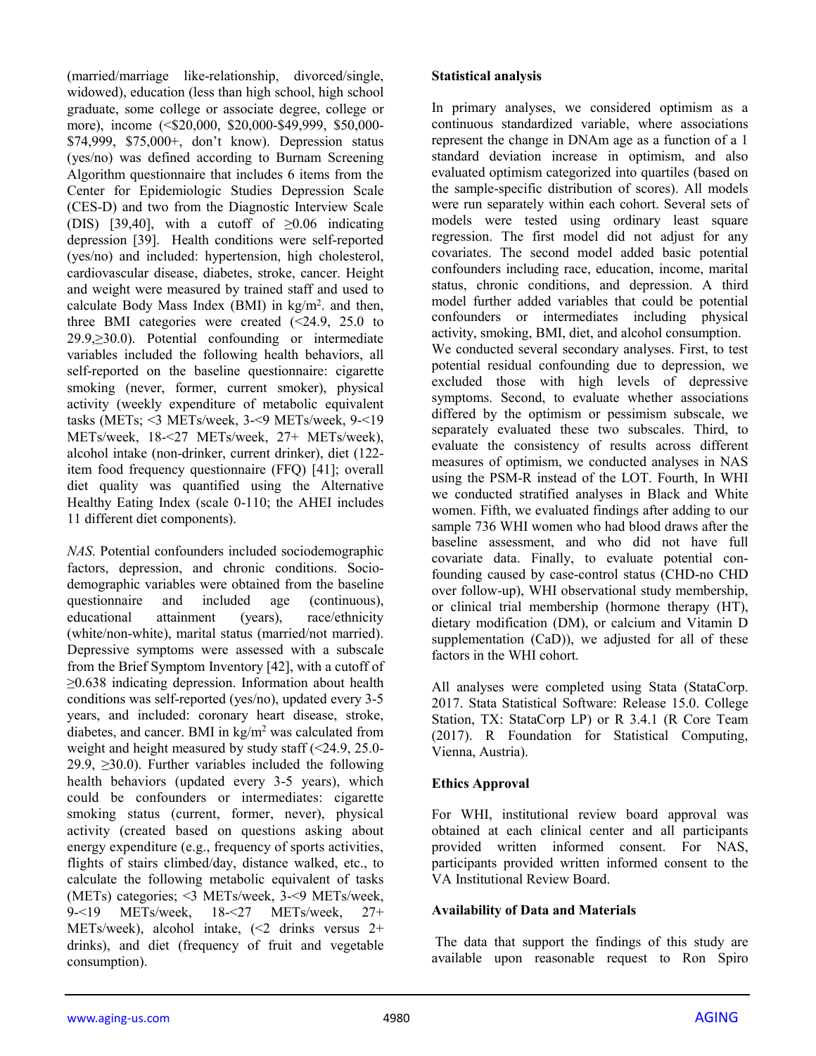(married/marriage like-relationship, divorced/single, widowed), education (less than high school, high school graduate, some college or associate degree, college or more), income (<$20,000, $20,000-$49,999, $50,000-$74,999, $75,000+, don't know). Depression status (yes/no) was defined according to Burnam Screening Algorithm questionnaire that includes 6 items from the Center for Epidemiologic Studies Depression Scale (CES-D) and two from the Diagnostic Interview Scale (DIS) [39,40], with a cutoff of ≥0.06 indicating depression [39]. Health conditions were self-reported (yes/no) and included: hypertension, high cholesterol, cardiovascular disease, diabetes, stroke, cancer. Height and weight were measured by trained staff and used to calculate Body Mass Index (BMI) in kg/m$^2$. and then, three BMI categories were created (<24.9, 25.0 to 29.9,≥30.0). Potential confounding or intermediate variables included the following health behaviors, all self-reported on the baseline questionnaire: cigarette smoking (never, former, current smoker), physical activity (weekly expenditure of metabolic equivalent tasks (METs; <3 METs/week, 3-<9 METs/week, 9-<19 METs/week, 18-<27 METs/week, 27+ METs/week), alcohol intake (non-drinker, current drinker), diet (122-item food frequency questionnaire (FFQ) [41]; overall diet quality was quantified using the Alternative Healthy Eating Index (scale 0-110; the AHEI includes 11 different diet components).

*NAS*. Potential confounders included sociodemographic factors, depression, and chronic conditions. Socio-demographic variables were obtained from the baseline questionnaire and included age (continuous), educational attainment (years), race/ethnicity (white/non-white), marital status (married/not married). Depressive symptoms were assessed with a subscale from the Brief Symptom Inventory [42], with a cutoff of ≥0.638 indicating depression. Information about health conditions was self-reported (yes/no), updated every 3-5 years, and included: coronary heart disease, stroke, diabetes, and cancer. BMI in kg/m$^2$ was calculated from weight and height measured by study staff (<24.9, 25.0-29.9, ≥30.0). Further variables included the following health behaviors (updated every 3-5 years), which could be confounders or intermediates: cigarette smoking status (current, former, never), physical activity (created based on questions asking about energy expenditure (e.g., frequency of sports activities, flights of stairs climbed/day, distance walked, etc., to calculate the following metabolic equivalent of tasks (METs) categories; <3 METs/week, 3-<9 METs/week, 9-<19 METs/week, 18-<27 METs/week, 27+ METs/week), alcohol intake, (<2 drinks versus 2+ drinks), and diet (frequency of fruit and vegetable consumption).

## Statistical analysis

In primary analyses, we considered optimism as a continuous standardized variable, where associations represent the change in DNAm age as a function of a 1 standard deviation increase in optimism, and also evaluated optimism categorized into quartiles (based on the sample-specific distribution of scores). All models were run separately within each cohort. Several sets of models were tested using ordinary least square regression. The first model did not adjust for any covariates. The second model added basic potential confounders including race, education, income, marital status, chronic conditions, and depression. A third model further added variables that could be potential confounders or intermediates including physical activity, smoking, BMI, diet, and alcohol consumption.

We conducted several secondary analyses. First, to test potential residual confounding due to depression, we excluded those with high levels of depressive symptoms. Second, to evaluate whether associations differed by the optimism or pessimism subscale, we separately evaluated these two subscales. Third, to evaluate the consistency of results across different measures of optimism, we conducted analyses in NAS using the PSM-R instead of the LOT. Fourth, In WHI we conducted stratified analyses in Black and White women. Fifth, we evaluated findings after adding to our sample 736 WHI women who had blood draws after the baseline assessment, and who did not have full covariate data. Finally, to evaluate potential confounding caused by case-control status (CHD-no CHD over follow-up), WHI observational study membership, or clinical trial membership (hormone therapy (HT), dietary modification (DM), or calcium and Vitamin D supplementation (CaD)), we adjusted for all of these factors in the WHI cohort.

All analyses were completed using Stata (StataCorp. 2017. Stata Statistical Software: Release 15.0. College Station, TX: StataCorp LP) or R 3.4.1 (R Core Team (2017). R Foundation for Statistical Computing, Vienna, Austria).

## Ethics Approval

For WHI, institutional review board approval was obtained at each clinical center and all participants provided written informed consent. For NAS, participants provided written informed consent to the VA Institutional Review Board.

## Availability of Data and Materials

The data that support the findings of this study are available upon reasonable request to Ron Spiro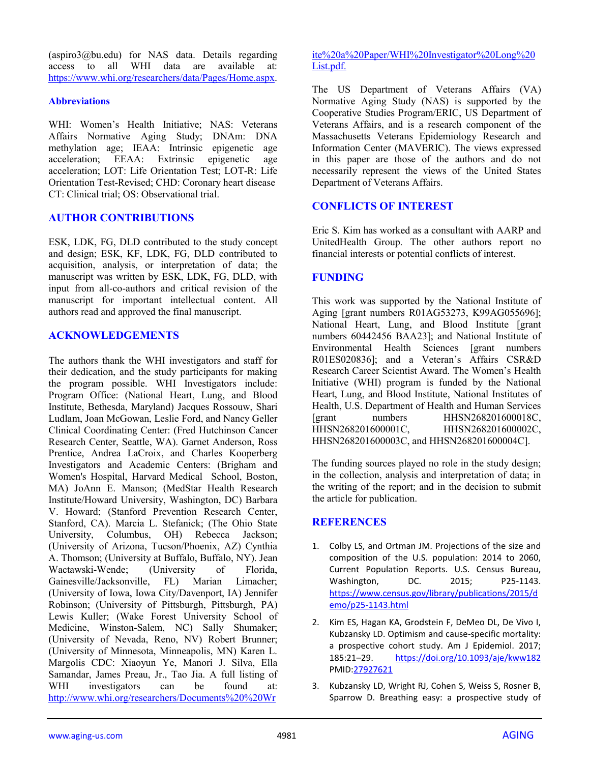(aspiro3@bu.edu) for NAS data. Details regarding access to all WHI data are available at: https://www.whi.org/researchers/data/Pages/Home.aspx.

## Abbreviations

WHI: Women's Health Initiative; NAS: Veterans Affairs Normative Aging Study; DNAm: DNA methylation age; IEAA: Intrinsic epigenetic age acceleration; EEAA: Extrinsic epigenetic age acceleration; LOT: Life Orientation Test; LOT-R: Life Orientation Test-Revised; CHD: Coronary heart disease CT: Clinical trial; OS: Observational trial.

## AUTHOR CONTRIBUTIONS

ESK, LDK, FG, DLD contributed to the study concept and design; ESK, KF, LDK, FG, DLD contributed to acquisition, analysis, or interpretation of data; the manuscript was written by ESK, LDK, FG, DLD, with input from all-co-authors and critical revision of the manuscript for important intellectual content. All authors read and approved the final manuscript.

## ACKNOWLEDGEMENTS

The authors thank the WHI investigators and staff for their dedication, and the study participants for making the program possible. WHI Investigators include: Program Office: (National Heart, Lung, and Blood Institute, Bethesda, Maryland) Jacques Rossouw, Shari Ludlam, Joan McGowan, Leslie Ford, and Nancy Geller Clinical Coordinating Center: (Fred Hutchinson Cancer Research Center, Seattle, WA). Garnet Anderson, Ross Prentice, Andrea LaCroix, and Charles Kooperberg Investigators and Academic Centers: (Brigham and Women's Hospital, Harvard Medical School, Boston, MA) JoAnn E. Manson; (MedStar Health Research Institute/Howard University, Washington, DC) Barbara V. Howard; (Stanford Prevention Research Center, Stanford, CA). Marcia L. Stefanick; (The Ohio State University, Columbus, OH) Rebecca Jackson; (University of Arizona, Tucson/Phoenix, AZ) Cynthia A. Thomson; (University at Buffalo, Buffalo, NY). Jean Wactawski-Wende; (University of Florida, Gainesville/Jacksonville, FL) Marian Limacher; (University of Iowa, Iowa City/Davenport, IA) Jennifer Robinson; (University of Pittsburgh, Pittsburgh, PA) Lewis Kuller; (Wake Forest University School of Medicine, Winston-Salem, NC) Sally Shumaker; (University of Nevada, Reno, NV) Robert Brunner; (University of Minnesota, Minneapolis, MN) Karen L. Margolis CDC: Xiaoyun Ye, Manori J. Silva, Ella Samandar, James Preau, Jr., Tao Jia. A full listing of WHI investigators can be found at: http://www.whi.org/researchers/Documents%20%20Write%20a%20Paper/WHI%20Investigator%20Long%20List.pdf.

The US Department of Veterans Affairs (VA) Normative Aging Study (NAS) is supported by the Cooperative Studies Program/ERIC, US Department of Veterans Affairs, and is a research component of the Massachusetts Veterans Epidemiology Research and Information Center (MAVERIC). The views expressed in this paper are those of the authors and do not necessarily represent the views of the United States Department of Veterans Affairs.

## CONFLICTS OF INTEREST

Eric S. Kim has worked as a consultant with AARP and UnitedHealth Group. The other authors report no financial interests or potential conflicts of interest.

## FUNDING

This work was supported by the National Institute of Aging [grant numbers R01AG53273, K99AG055696]; National Heart, Lung, and Blood Institute [grant numbers 60442456 BAA23]; and National Institute of Environmental Health Sciences [grant numbers R01ES020836]; and a Veteran's Affairs CSR&D Research Career Scientist Award. The Women's Health Initiative (WHI) program is funded by the National Heart, Lung, and Blood Institute, National Institutes of Health, U.S. Department of Health and Human Services [grant numbers HHSN268201600018C, HHSN268201600001C, HHSN268201600002C, HHSN268201600003C, and HHSN268201600004C].

The funding sources played no role in the study design; in the collection, analysis and interpretation of data; in the writing of the report; and in the decision to submit the article for publication.

## REFERENCES

1. Colby LS, and Ortman JM. Projections of the size and composition of the U.S. population: 2014 to 2060, Current Population Reports. U.S. Census Bureau, Washington, DC. 2015; P25-1143. https://www.census.gov/library/publications/2015/demo/p25-1143.html

2. Kim ES, Hagan KA, Grodstein F, DeMeo DL, De Vivo I, Kubzansky LD. Optimism and cause-specific mortality: a prospective cohort study. Am J Epidemiol. 2017; 185:21–29. https://doi.org/10.1093/aje/kww182 PMID:27927621

3. Kubzansky LD, Wright RJ, Cohen S, Weiss S, Rosner B, Sparrow D. Breathing easy: a prospective study of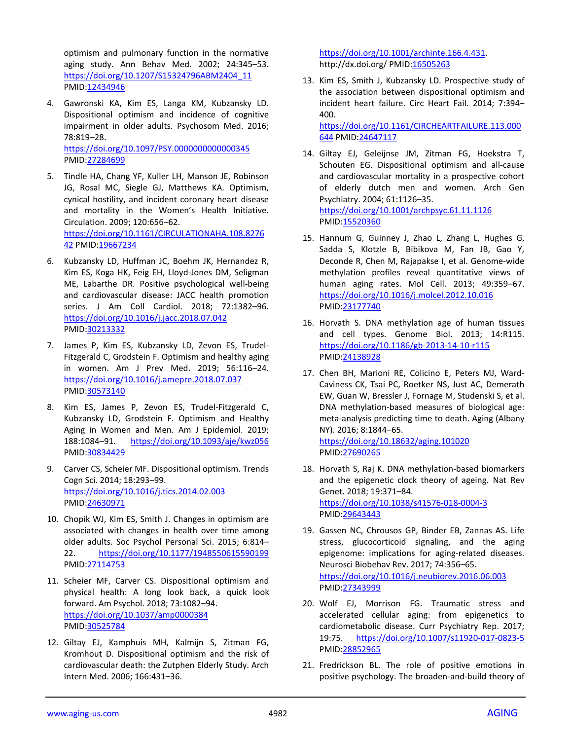optimism and pulmonary function in the normative aging study. Ann Behav Med. 2002; 24:345–53. https://doi.org/10.1207/S15324796ABM2404_11 PMID:12434946

4. Gawronski KA, Kim ES, Langa KM, Kubzansky LD. Dispositional optimism and incidence of cognitive impairment in older adults. Psychosom Med. 2016; 78:819–28. https://doi.org/10.1097/PSY.0000000000000345 PMID:27284699

5. Tindle HA, Chang YF, Kuller LH, Manson JE, Robinson JG, Rosal MC, Siegle GJ, Matthews KA. Optimism, cynical hostility, and incident coronary heart disease and mortality in the Women's Health Initiative. Circulation. 2009; 120:656–62. https://doi.org/10.1161/CIRCULATIONAHA.108.827642 PMID:19667234

6. Kubzansky LD, Huffman JC, Boehm JK, Hernandez R, Kim ES, Koga HK, Feig EH, Lloyd-Jones DM, Seligman ME, Labarthe DR. Positive psychological well-being and cardiovascular disease: JACC health promotion series. J Am Coll Cardiol. 2018; 72:1382–96. https://doi.org/10.1016/j.jacc.2018.07.042 PMID:30213332

7. James P, Kim ES, Kubzansky LD, Zevon ES, Trudel-Fitzgerald C, Grodstein F. Optimism and healthy aging in women. Am J Prev Med. 2019; 56:116–24. https://doi.org/10.1016/j.amepre.2018.07.037 PMID:30573140

8. Kim ES, James P, Zevon ES, Trudel-Fitzgerald C, Kubzansky LD, Grodstein F. Optimism and Healthy Aging in Women and Men. Am J Epidemiol. 2019; 188:1084–91. https://doi.org/10.1093/aje/kwz056 PMID:30834429

9. Carver CS, Scheier MF. Dispositional optimism. Trends Cogn Sci. 2014; 18:293–99. https://doi.org/10.1016/j.tics.2014.02.003 PMID:24630971

10. Chopik WJ, Kim ES, Smith J. Changes in optimism are associated with changes in health over time among older adults. Soc Psychol Personal Sci. 2015; 6:814–22. https://doi.org/10.1177/1948550615590199 PMID:27114753

11. Scheier MF, Carver CS. Dispositional optimism and physical health: A long look back, a quick look forward. Am Psychol. 2018; 73:1082–94. https://doi.org/10.1037/amp0000384 PMID:30525784

12. Giltay EJ, Kamphuis MH, Kalmijn S, Zitman FG, Kromhout D. Dispositional optimism and the risk of cardiovascular death: the Zutphen Elderly Study. Arch Intern Med. 2006; 166:431–36. https://doi.org/10.1001/archinte.166.4.431. http://dx.doi.org/ PMID:16505263

13. Kim ES, Smith J, Kubzansky LD. Prospective study of the association between dispositional optimism and incident heart failure. Circ Heart Fail. 2014; 7:394–400. https://doi.org/10.1161/CIRCHEARTFAILURE.113.000644 PMID:24647117

14. Giltay EJ, Geleijnse JM, Zitman FG, Hoekstra T, Schouten EG. Dispositional optimism and all-cause and cardiovascular mortality in a prospective cohort of elderly dutch men and women. Arch Gen Psychiatry. 2004; 61:1126–35. https://doi.org/10.1001/archpsyc.61.11.1126 PMID:15520360

15. Hannum G, Guinney J, Zhao L, Zhang L, Hughes G, Sadda S, Klotzle B, Bibikova M, Fan JB, Gao Y, Deconde R, Chen M, Rajapakse I, et al. Genome-wide methylation profiles reveal quantitative views of human aging rates. Mol Cell. 2013; 49:359–67. https://doi.org/10.1016/j.molcel.2012.10.016 PMID:23177740

16. Horvath S. DNA methylation age of human tissues and cell types. Genome Biol. 2013; 14:R115. https://doi.org/10.1186/gb-2013-14-10-r115 PMID:24138928

17. Chen BH, Marioni RE, Colicino E, Peters MJ, Ward-Caviness CK, Tsai PC, Roetker NS, Just AC, Demerath EW, Guan W, Bressler J, Fornage M, Studenski S, et al. DNA methylation-based measures of biological age: meta-analysis predicting time to death. Aging (Albany NY). 2016; 8:1844–65. https://doi.org/10.18632/aging.101020 PMID:27690265

18. Horvath S, Raj K. DNA methylation-based biomarkers and the epigenetic clock theory of ageing. Nat Rev Genet. 2018; 19:371–84. https://doi.org/10.1038/s41576-018-0004-3 PMID:29643443

19. Gassen NC, Chrousos GP, Binder EB, Zannas AS. Life stress, glucocorticoid signaling, and the aging epigenome: implications for aging-related diseases. Neurosci Biobehav Rev. 2017; 74:356–65. https://doi.org/10.1016/j.neubiorev.2016.06.003 PMID:27343999

20. Wolf EJ, Morrison FG. Traumatic stress and accelerated cellular aging: from epigenetics to cardiometabolic disease. Curr Psychiatry Rep. 2017; 19:75. https://doi.org/10.1007/s11920-017-0823-5 PMID:28852965

21. Fredrickson BL. The role of positive emotions in positive psychology. The broaden-and-build theory of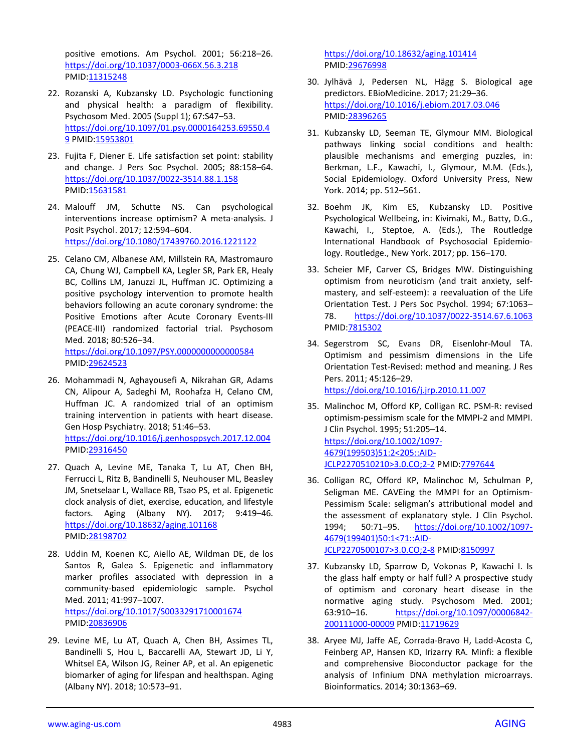positive emotions. Am Psychol. 2001; 56:218–26. https://doi.org/10.1037/0003-066X.56.3.218 PMID:11315248

22. Rozanski A, Kubzansky LD. Psychologic functioning and physical health: a paradigm of flexibility. Psychosom Med. 2005 (Suppl 1); 67:S47–53. https://doi.org/10.1097/01.psy.0000164253.69550.49 PMID:15953801

23. Fujita F, Diener E. Life satisfaction set point: stability and change. J Pers Soc Psychol. 2005; 88:158–64. https://doi.org/10.1037/0022-3514.88.1.158 PMID:15631581

24. Malouff JM, Schutte NS. Can psychological interventions increase optimism? A meta-analysis. J Posit Psychol. 2017; 12:594–604. https://doi.org/10.1080/17439760.2016.1221122

25. Celano CM, Albanese AM, Millstein RA, Mastromauro CA, Chung WJ, Campbell KA, Legler SR, Park ER, Healy BC, Collins LM, Januzzi JL, Huffman JC. Optimizing a positive psychology intervention to promote health behaviors following an acute coronary syndrome: the Positive Emotions after Acute Coronary Events-III (PEACE-III) randomized factorial trial. Psychosom Med. 2018; 80:526–34. https://doi.org/10.1097/PSY.0000000000000584 PMID:29624523

26. Mohammadi N, Aghayousefi A, Nikrahan GR, Adams CN, Alipour A, Sadeghi M, Roohafza H, Celano CM, Huffman JC. A randomized trial of an optimism training intervention in patients with heart disease. Gen Hosp Psychiatry. 2018; 51:46–53. https://doi.org/10.1016/j.genhosppsych.2017.12.004 PMID:29316450

27. Quach A, Levine ME, Tanaka T, Lu AT, Chen BH, Ferrucci L, Ritz B, Bandinelli S, Neuhouser ML, Beasley JM, Snetselaar L, Wallace RB, Tsao PS, et al. Epigenetic clock analysis of diet, exercise, education, and lifestyle factors. Aging (Albany NY). 2017; 9:419–46. https://doi.org/10.18632/aging.101168 PMID:28198702

28. Uddin M, Koenen KC, Aiello AE, Wildman DE, de los Santos R, Galea S. Epigenetic and inflammatory marker profiles associated with depression in a community-based epidemiologic sample. Psychol Med. 2011; 41:997–1007. https://doi.org/10.1017/S0033291710001674 PMID:20836906

29. Levine ME, Lu AT, Quach A, Chen BH, Assimes TL, Bandinelli S, Hou L, Baccarelli AA, Stewart JD, Li Y, Whitsel EA, Wilson JG, Reiner AP, et al. An epigenetic biomarker of aging for lifespan and healthspan. Aging (Albany NY). 2018; 10:573–91. https://doi.org/10.18632/aging.101414 PMID:29676998

30. Jylhävä J, Pedersen NL, Hägg S. Biological age predictors. EBioMedicine. 2017; 21:29–36. https://doi.org/10.1016/j.ebiom.2017.03.046 PMID:28396265

31. Kubzansky LD, Seeman TE, Glymour MM. Biological pathways linking social conditions and health: plausible mechanisms and emerging puzzles, in: Berkman, L.F., Kawachi, I., Glymour, M.M. (Eds.), Social Epidemiology. Oxford University Press, New York. 2014; pp. 512–561.

32. Boehm JK, Kim ES, Kubzansky LD. Positive Psychological Wellbeing, in: Kivimaki, M., Batty, D.G., Kawachi, I., Steptoe, A. (Eds.), The Routledge International Handbook of Psychosocial Epidemiology. Routledge., New York. 2017; pp. 156–170.

33. Scheier MF, Carver CS, Bridges MW. Distinguishing optimism from neuroticism (and trait anxiety, self-mastery, and self-esteem): a reevaluation of the Life Orientation Test. J Pers Soc Psychol. 1994; 67:1063–78. https://doi.org/10.1037/0022-3514.67.6.1063 PMID:7815302

34. Segerstrom SC, Evans DR, Eisenlohr-Moul TA. Optimism and pessimism dimensions in the Life Orientation Test-Revised: method and meaning. J Res Pers. 2011; 45:126–29. https://doi.org/10.1016/j.jrp.2010.11.007

35. Malinchoc M, Offord KP, Colligan RC. PSM-R: revised optimism-pessimism scale for the MMPI-2 and MMPI. J Clin Psychol. 1995; 51:205–14. https://doi.org/10.1002/1097-4679(199503)51:2<205::AID-JCLP2270510210>3.0.CO;2-2 PMID:7797644

36. Colligan RC, Offord KP, Malinchoc M, Schulman P, Seligman ME. CAVEing the MMPI for an Optimism-Pessimism Scale: seligman's attributional model and the assessment of explanatory style. J Clin Psychol. 1994; 50:71–95. https://doi.org/10.1002/1097-4679(199401)50:1<71::AID-JCLP2270500107>3.0.CO;2-8 PMID:8150997

37. Kubzansky LD, Sparrow D, Vokonas P, Kawachi I. Is the glass half empty or half full? A prospective study of optimism and coronary heart disease in the normative aging study. Psychosom Med. 2001; 63:910–16. https://doi.org/10.1097/00006842-200111000-00009 PMID:11719629

38. Aryee MJ, Jaffe AE, Corrada-Bravo H, Ladd-Acosta C, Feinberg AP, Hansen KD, Irizarry RA. Minfi: a flexible and comprehensive Bioconductor package for the analysis of Infinium DNA methylation microarrays. Bioinformatics. 2014; 30:1363–69.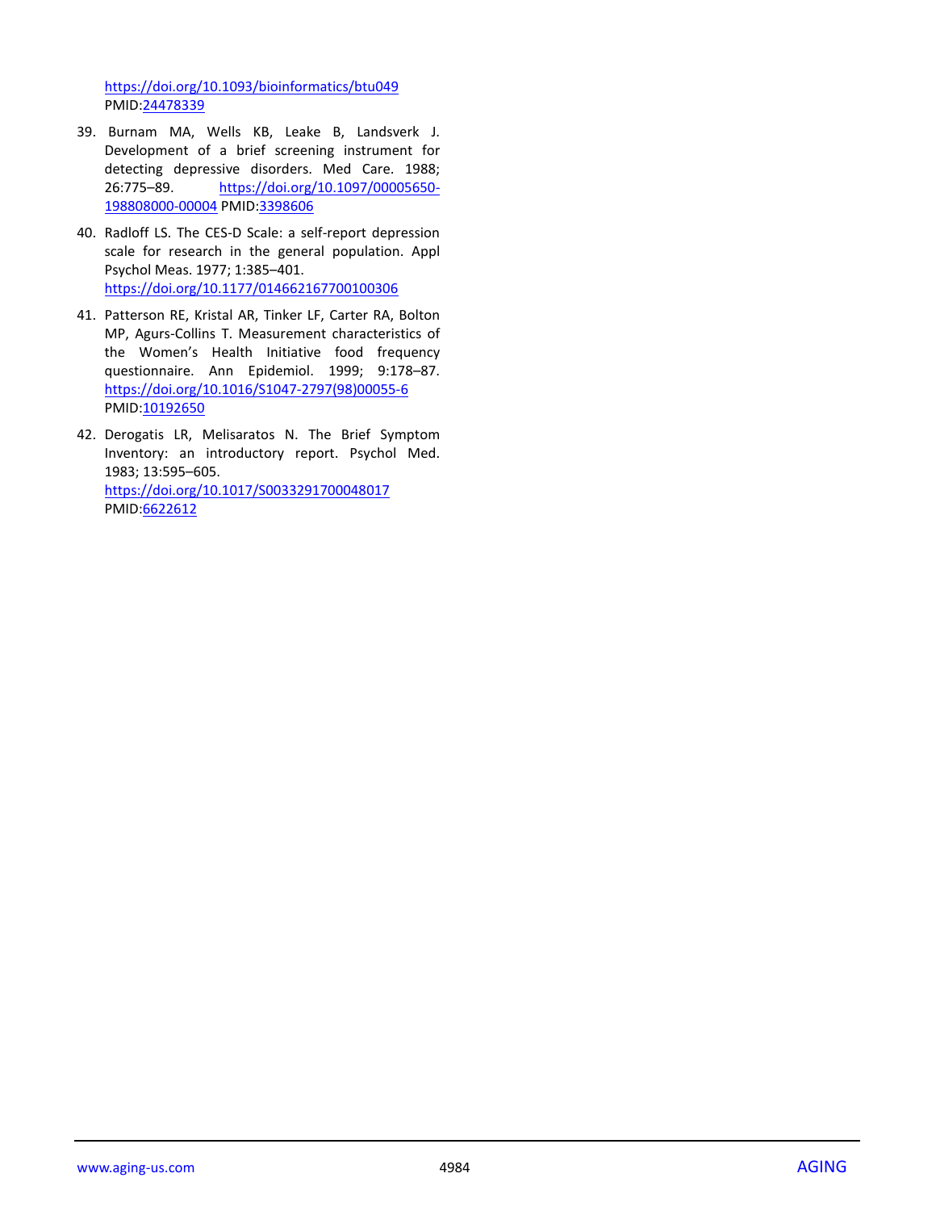https://doi.org/10.1093/bioinformatics/btu049 PMID:24478339

39. Burnam MA, Wells KB, Leake B, Landsverk J. Development of a brief screening instrument for detecting depressive disorders. Med Care. 1988; 26:775–89. https://doi.org/10.1097/00005650-198808000-00004 PMID:3398606

40. Radloff LS. The CES-D Scale: a self-report depression scale for research in the general population. Appl Psychol Meas. 1977; 1:385–401. https://doi.org/10.1177/014662167700100306

41. Patterson RE, Kristal AR, Tinker LF, Carter RA, Bolton MP, Agurs-Collins T. Measurement characteristics of the Women's Health Initiative food frequency questionnaire. Ann Epidemiol. 1999; 9:178–87. https://doi.org/10.1016/S1047-2797(98)00055-6 PMID:10192650

42. Derogatis LR, Melisaratos N. The Brief Symptom Inventory: an introductory report. Psychol Med. 1983; 13:595–605. https://doi.org/10.1017/S0033291700048017 PMID:6622612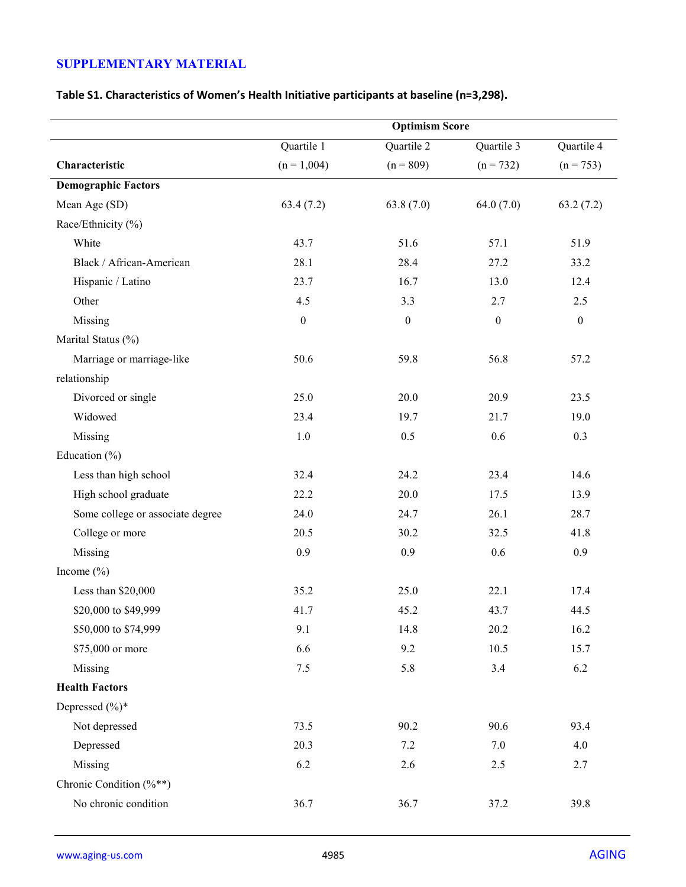## SUPPLEMENTARY MATERIAL

**Table S1. Characteristics of Women's Health Initiative participants at baseline (n=3,298).**

| | Optimism Score | | | |
|---|---|---|---|---|
| **Characteristic** | Quartile 1 (n = 1,004) | Quartile 2 (n = 809) | Quartile 3 (n = 732) | Quartile 4 (n = 753) |
| **Demographic Factors** | | | | |
| Mean Age (SD) | 63.4 (7.2) | 63.8 (7.0) | 64.0 (7.0) | 63.2 (7.2) |
| Race/Ethnicity (%) | | | | |
| White | 43.7 | 51.6 | 57.1 | 51.9 |
| Black / African-American | 28.1 | 28.4 | 27.2 | 33.2 |
| Hispanic / Latino | 23.7 | 16.7 | 13.0 | 12.4 |
| Other | 4.5 | 3.3 | 2.7 | 2.5 |
| Missing | 0 | 0 | 0 | 0 |
| Marital Status (%) | | | | |
| Marriage or marriage-like relationship | 50.6 | 59.8 | 56.8 | 57.2 |
| Divorced or single | 25.0 | 20.0 | 20.9 | 23.5 |
| Widowed | 23.4 | 19.7 | 21.7 | 19.0 |
| Missing | 1.0 | 0.5 | 0.6 | 0.3 |
| Education (%) | | | | |
| Less than high school | 32.4 | 24.2 | 23.4 | 14.6 |
| High school graduate | 22.2 | 20.0 | 17.5 | 13.9 |
| Some college or associate degree | 24.0 | 24.7 | 26.1 | 28.7 |
| College or more | 20.5 | 30.2 | 32.5 | 41.8 |
| Missing | 0.9 | 0.9 | 0.6 | 0.9 |
| Income (%) | | | | |
| Less than $20,000 | 35.2 | 25.0 | 22.1 | 17.4 |
| $20,000 to $49,999 | 41.7 | 45.2 | 43.7 | 44.5 |
| $50,000 to $74,999 | 9.1 | 14.8 | 20.2 | 16.2 |
| $75,000 or more | 6.6 | 9.2 | 10.5 | 15.7 |
| Missing | 7.5 | 5.8 | 3.4 | 6.2 |
| **Health Factors** | | | | |
| Depressed (%)* | | | | |
| Not depressed | 73.5 | 90.2 | 90.6 | 93.4 |
| Depressed | 20.3 | 7.2 | 7.0 | 4.0 |
| Missing | 6.2 | 2.6 | 2.5 | 2.7 |
| Chronic Condition (%**) | | | | |
| No chronic condition | 36.7 | 36.7 | 37.2 | 39.8 |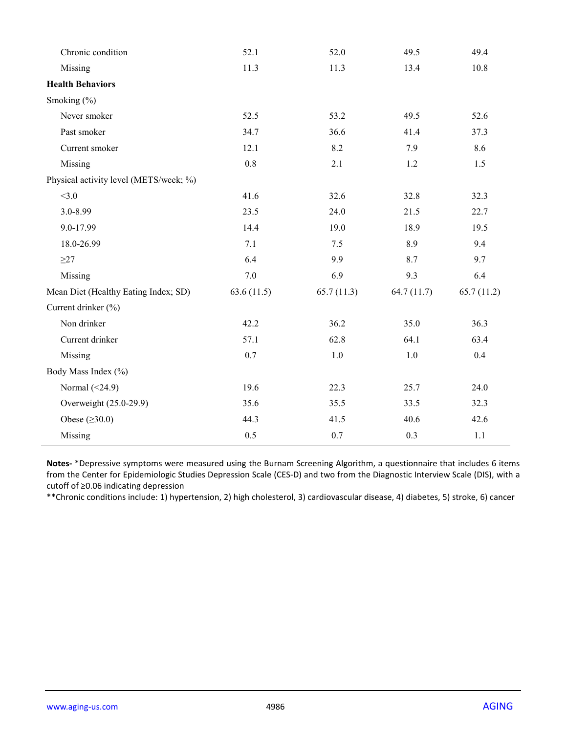| | | | | |
|---|---|---|---|---|
| Chronic condition | 52.1 | 52.0 | 49.5 | 49.4 |
| Missing | 11.3 | 11.3 | 13.4 | 10.8 |
| **Health Behaviors** | | | | |
| Smoking (%) | | | | |
| Never smoker | 52.5 | 53.2 | 49.5 | 52.6 |
| Past smoker | 34.7 | 36.6 | 41.4 | 37.3 |
| Current smoker | 12.1 | 8.2 | 7.9 | 8.6 |
| Missing | 0.8 | 2.1 | 1.2 | 1.5 |
| Physical activity level (METS/week; %) | | | | |
| <3.0 | 41.6 | 32.6 | 32.8 | 32.3 |
| 3.0-8.99 | 23.5 | 24.0 | 21.5 | 22.7 |
| 9.0-17.99 | 14.4 | 19.0 | 18.9 | 19.5 |
| 18.0-26.99 | 7.1 | 7.5 | 8.9 | 9.4 |
| ≥27 | 6.4 | 9.9 | 8.7 | 9.7 |
| Missing | 7.0 | 6.9 | 9.3 | 6.4 |
| Mean Diet (Healthy Eating Index; SD) | 63.6 (11.5) | 65.7 (11.3) | 64.7 (11.7) | 65.7 (11.2) |
| Current drinker (%) | | | | |
| Non drinker | 42.2 | 36.2 | 35.0 | 36.3 |
| Current drinker | 57.1 | 62.8 | 64.1 | 63.4 |
| Missing | 0.7 | 1.0 | 1.0 | 0.4 |
| Body Mass Index (%) | | | | |
| Normal (<24.9) | 19.6 | 22.3 | 25.7 | 24.0 |
| Overweight (25.0-29.9) | 35.6 | 35.5 | 33.5 | 32.3 |
| Obese (≥30.0) | 44.3 | 41.5 | 40.6 | 42.6 |
| Missing | 0.5 | 0.7 | 0.3 | 1.1 |

**Notes-** *Depressive symptoms were measured using the Burnam Screening Algorithm, a questionnaire that includes 6 items from the Center for Epidemiologic Studies Depression Scale (CES-D) and two from the Diagnostic Interview Scale (DIS), with a cutoff of ≥0.06 indicating depression

**Chronic conditions include: 1) hypertension, 2) high cholesterol, 3) cardiovascular disease, 4) diabetes, 5) stroke, 6) cancer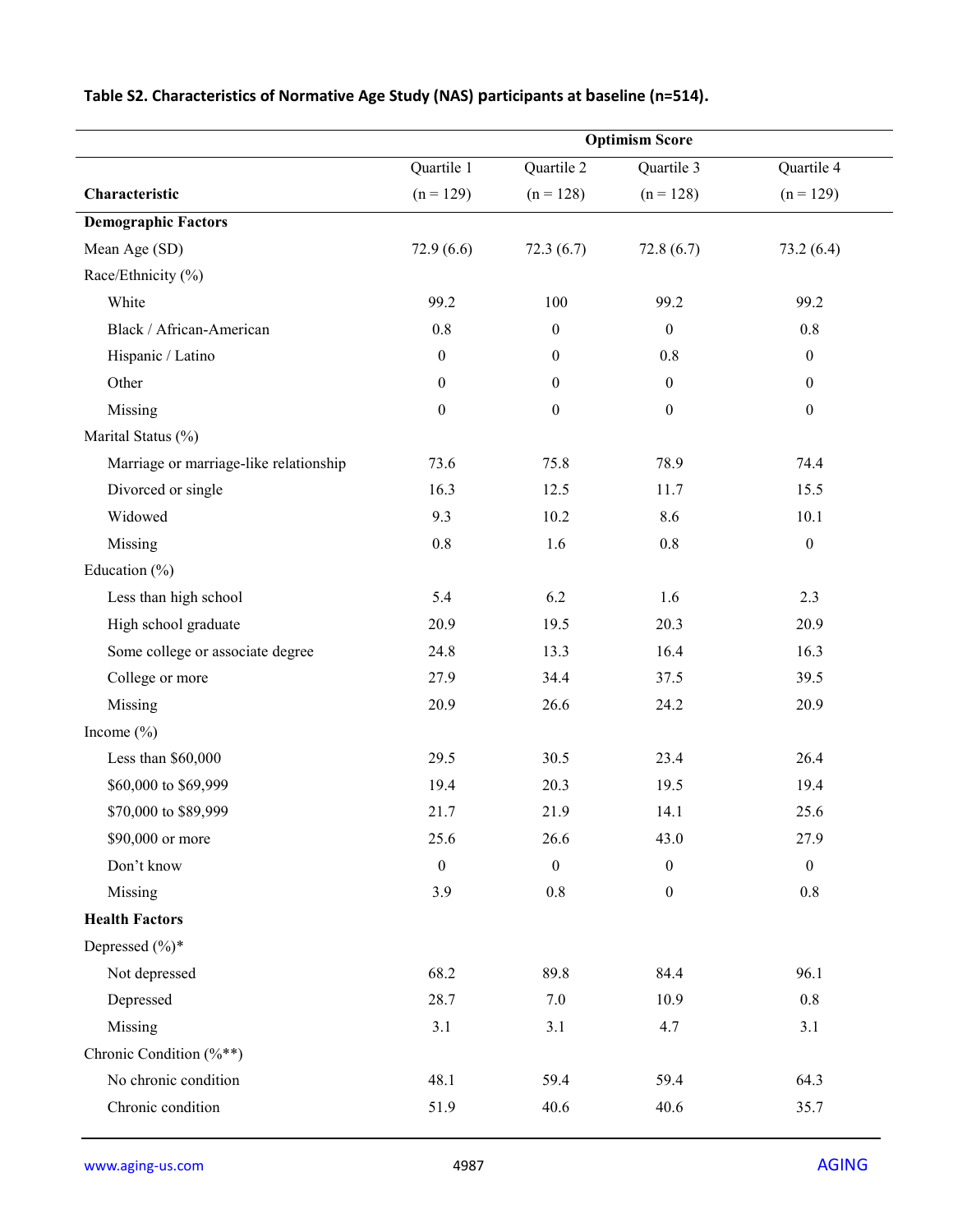**Table S2. Characteristics of Normative Age Study (NAS) participants at baseline (n=514).**

| | Optimism Score | | | |
|---|---|---|---|---|
| **Characteristic** | Quartile 1 (n = 129) | Quartile 2 (n = 128) | Quartile 3 (n = 128) | Quartile 4 (n = 129) |
| **Demographic Factors** | | | | |
| Mean Age (SD) | 72.9 (6.6) | 72.3 (6.7) | 72.8 (6.7) | 73.2 (6.4) |
| Race/Ethnicity (%) | | | | |
| White | 99.2 | 100 | 99.2 | 99.2 |
| Black / African-American | 0.8 | 0 | 0 | 0.8 |
| Hispanic / Latino | 0 | 0 | 0.8 | 0 |
| Other | 0 | 0 | 0 | 0 |
| Missing | 0 | 0 | 0 | 0 |
| Marital Status (%) | | | | |
| Marriage or marriage-like relationship | 73.6 | 75.8 | 78.9 | 74.4 |
| Divorced or single | 16.3 | 12.5 | 11.7 | 15.5 |
| Widowed | 9.3 | 10.2 | 8.6 | 10.1 |
| Missing | 0.8 | 1.6 | 0.8 | 0 |
| Education (%) | | | | |
| Less than high school | 5.4 | 6.2 | 1.6 | 2.3 |
| High school graduate | 20.9 | 19.5 | 20.3 | 20.9 |
| Some college or associate degree | 24.8 | 13.3 | 16.4 | 16.3 |
| College or more | 27.9 | 34.4 | 37.5 | 39.5 |
| Missing | 20.9 | 26.6 | 24.2 | 20.9 |
| Income (%) | | | | |
| Less than $60,000 | 29.5 | 30.5 | 23.4 | 26.4 |
| $60,000 to $69,999 | 19.4 | 20.3 | 19.5 | 19.4 |
| $70,000 to $89,999 | 21.7 | 21.9 | 14.1 | 25.6 |
| $90,000 or more | 25.6 | 26.6 | 43.0 | 27.9 |
| Don't know | 0 | 0 | 0 | 0 |
| Missing | 3.9 | 0.8 | 0 | 0.8 |
| **Health Factors** | | | | |
| Depressed (%)* | | | | |
| Not depressed | 68.2 | 89.8 | 84.4 | 96.1 |
| Depressed | 28.7 | 7.0 | 10.9 | 0.8 |
| Missing | 3.1 | 3.1 | 4.7 | 3.1 |
| Chronic Condition (%**) | | | | |
| No chronic condition | 48.1 | 59.4 | 59.4 | 64.3 |
| Chronic condition | 51.9 | 40.6 | 40.6 | 35.7 |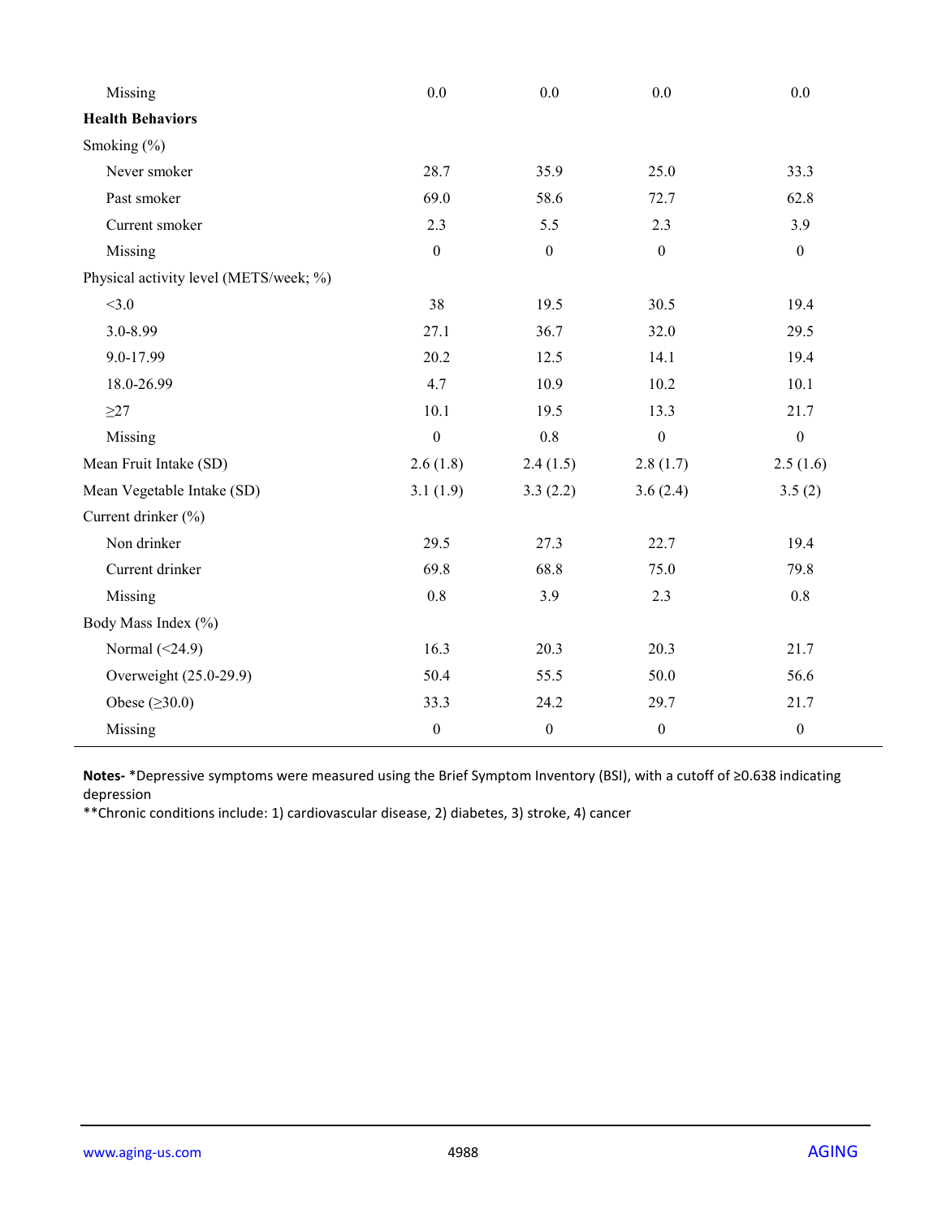| | | | | |
|---|---|---|---|---|
| Missing | 0.0 | 0.0 | 0.0 | 0.0 |
| **Health Behaviors** | | | | |
| Smoking (%) | | | | |
| Never smoker | 28.7 | 35.9 | 25.0 | 33.3 |
| Past smoker | 69.0 | 58.6 | 72.7 | 62.8 |
| Current smoker | 2.3 | 5.5 | 2.3 | 3.9 |
| Missing | 0 | 0 | 0 | 0 |
| Physical activity level (METS/week; %) | | | | |
| <3.0 | 38 | 19.5 | 30.5 | 19.4 |
| 3.0-8.99 | 27.1 | 36.7 | 32.0 | 29.5 |
| 9.0-17.99 | 20.2 | 12.5 | 14.1 | 19.4 |
| 18.0-26.99 | 4.7 | 10.9 | 10.2 | 10.1 |
| ≥27 | 10.1 | 19.5 | 13.3 | 21.7 |
| Missing | 0 | 0.8 | 0 | 0 |
| Mean Fruit Intake (SD) | 2.6 (1.8) | 2.4 (1.5) | 2.8 (1.7) | 2.5 (1.6) |
| Mean Vegetable Intake (SD) | 3.1 (1.9) | 3.3 (2.2) | 3.6 (2.4) | 3.5 (2) |
| Current drinker (%) | | | | |
| Non drinker | 29.5 | 27.3 | 22.7 | 19.4 |
| Current drinker | 69.8 | 68.8 | 75.0 | 79.8 |
| Missing | 0.8 | 3.9 | 2.3 | 0.8 |
| Body Mass Index (%) | | | | |
| Normal (<24.9) | 16.3 | 20.3 | 20.3 | 21.7 |
| Overweight (25.0-29.9) | 50.4 | 55.5 | 50.0 | 56.6 |
| Obese (≥30.0) | 33.3 | 24.2 | 29.7 | 21.7 |
| Missing | 0 | 0 | 0 | 0 |

**Notes-** *Depressive symptoms were measured using the Brief Symptom Inventory (BSI), with a cutoff of ≥0.638 indicating depression

**Chronic conditions include: 1) cardiovascular disease, 2) diabetes, 3) stroke, 4) cancer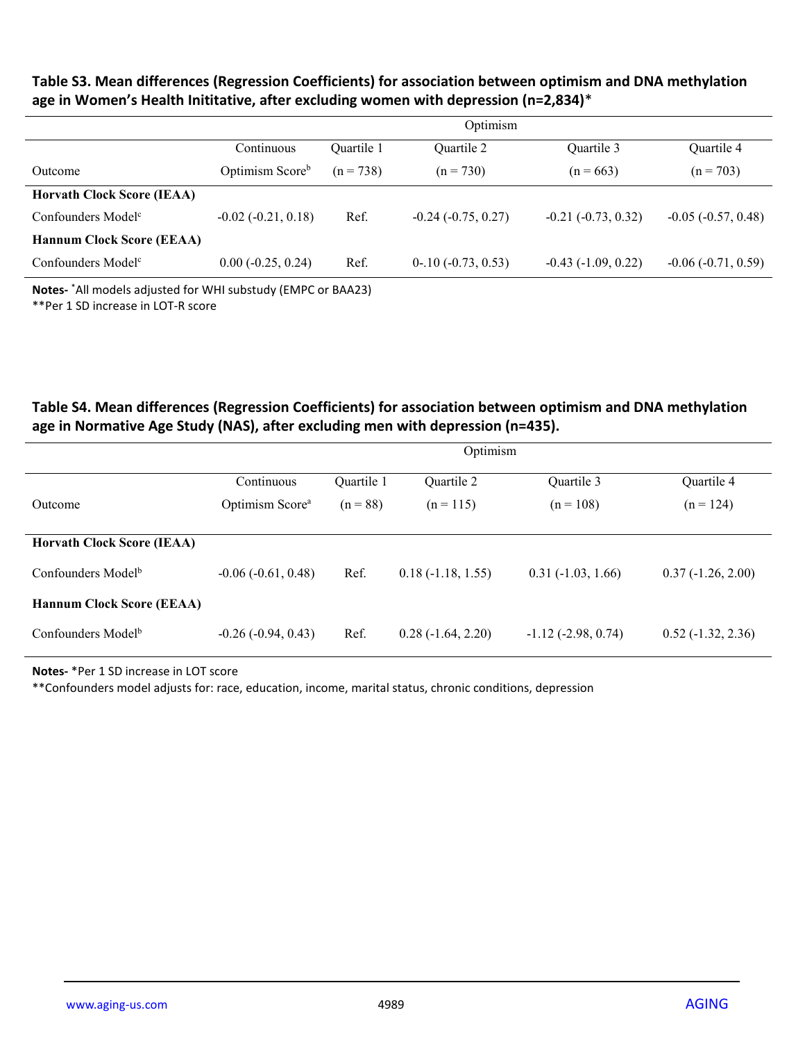**Table S3. Mean differences (Regression Coefficients) for association between optimism and DNA methylation age in Women's Health Inititative, after excluding women with depression (n=2,834)***

| | Optimism | | | | |
|---|---|---|---|---|---|
| Outcome | Continuous Optimism Score[b] | Quartile 1 (n = 738) | Quartile 2 (n = 730) | Quartile 3 (n = 663) | Quartile 4 (n = 703) |
| **Horvath Clock Score (IEAA)** | | | | | |
| Confounders Model[c] | -0.02 (-0.21, 0.18) | Ref. | -0.24 (-0.75, 0.27) | -0.21 (-0.73, 0.32) | -0.05 (-0.57, 0.48) |
| **Hannum Clock Score (EEAA)** | | | | | |
| Confounders Model[c] | 0.00 (-0.25, 0.24) | Ref. | 0-.10 (-0.73, 0.53) | -0.43 (-1.09, 0.22) | -0.06 (-0.71, 0.59) |

**Notes-** *All models adjusted for WHI substudy (EMPC or BAA23)
**Per 1 SD increase in LOT-R score

**Table S4. Mean differences (Regression Coefficients) for association between optimism and DNA methylation age in Normative Age Study (NAS), after excluding men with depression (n=435).**

| | Optimism | | | | |
|---|---|---|---|---|---|
| Outcome | Continuous Optimism Score[a] | Quartile 1 (n = 88) | Quartile 2 (n = 115) | Quartile 3 (n = 108) | Quartile 4 (n = 124) |
| **Horvath Clock Score (IEAA)** | | | | | |
| Confounders Model[b] | -0.06 (-0.61, 0.48) | Ref. | 0.18 (-1.18, 1.55) | 0.31 (-1.03, 1.66) | 0.37 (-1.26, 2.00) |
| **Hannum Clock Score (EEAA)** | | | | | |
| Confounders Model[b] | -0.26 (-0.94, 0.43) | Ref. | 0.28 (-1.64, 2.20) | -1.12 (-2.98, 0.74) | 0.52 (-1.32, 2.36) |

**Notes-** *Per 1 SD increase in LOT score
**Confounders model adjusts for: race, education, income, marital status, chronic conditions, depression